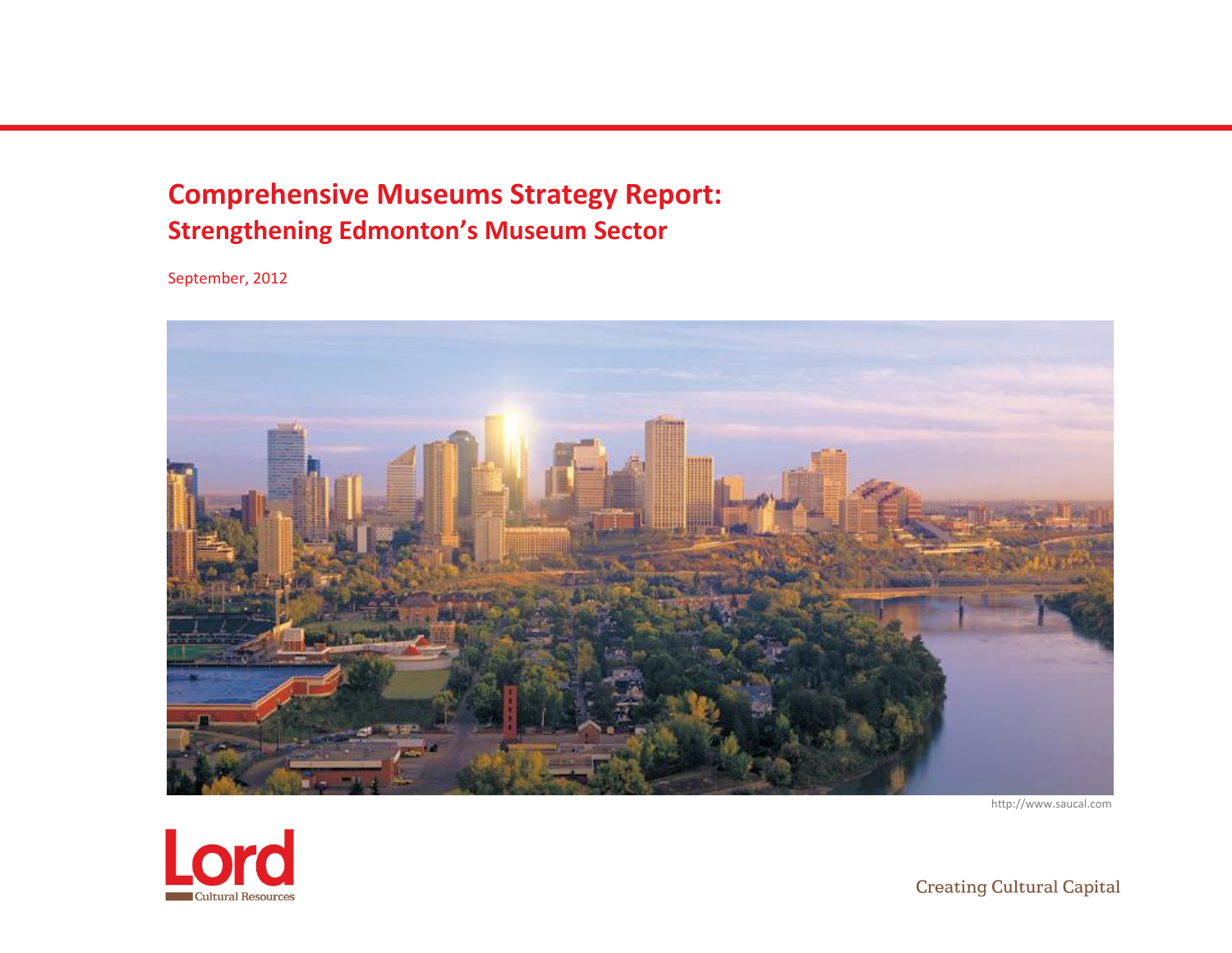# Comprehensive Museums Strategy Report:
## Strengthening Edmonton's Museum Sector

September, 2012

http://www.saucal.com

Lord Cultural Resources

Creating Cultural Capital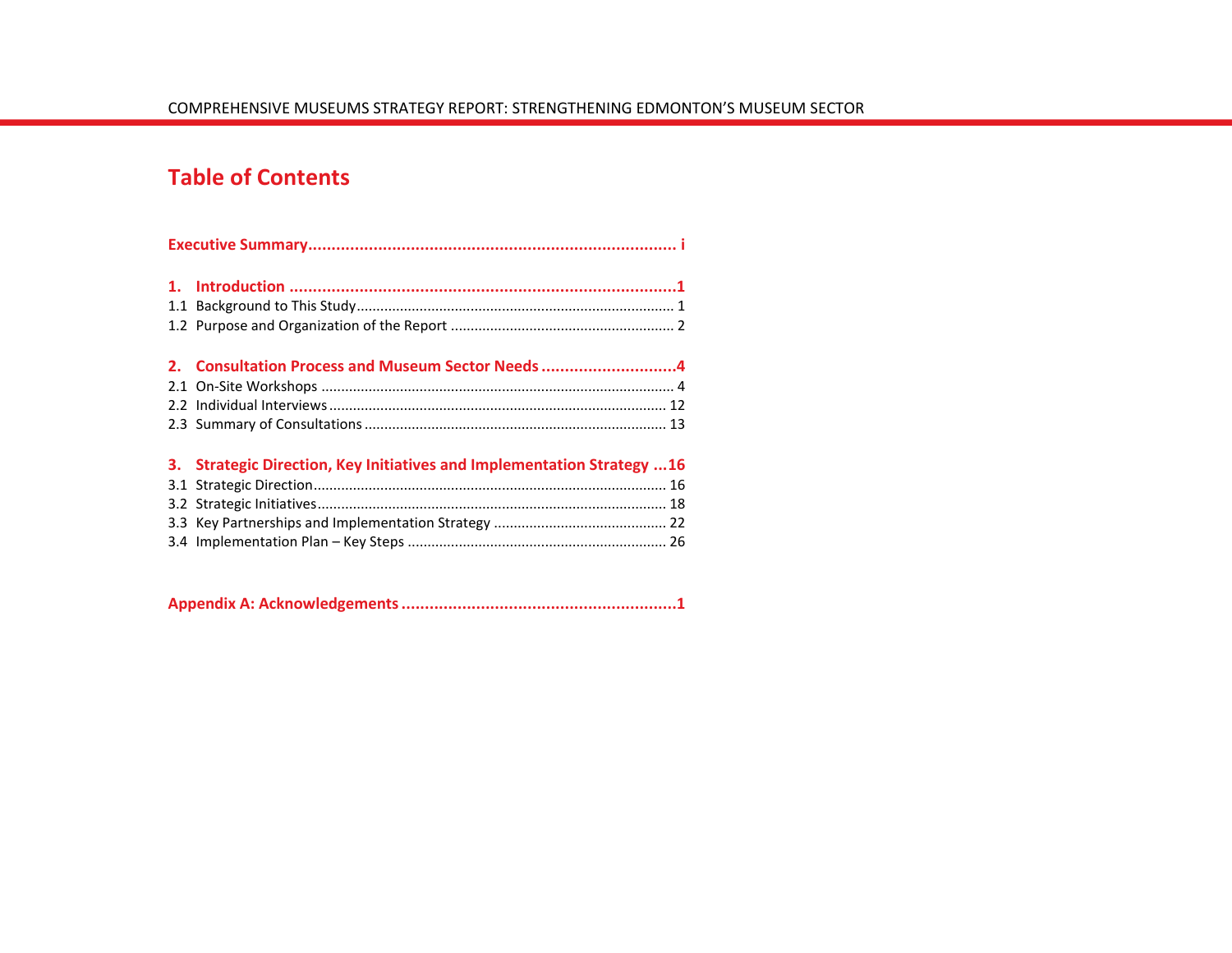# Table of Contents

**Executive Summary** ............................................................................ i

**1. Introduction** ............................................................................ 1

1.1 Background to This Study ............................................................................ 1

1.2 Purpose and Organization of the Report ............................................................................ 2

**2. Consultation Process and Museum Sector Needs** ............................................................................ 4

2.1 On-Site Workshops ............................................................................ 4

2.2 Individual Interviews ............................................................................ 12

2.3 Summary of Consultations ............................................................................ 13

**3. Strategic Direction, Key Initiatives and Implementation Strategy** ... 16

3.1 Strategic Direction ............................................................................ 16

3.2 Strategic Initiatives ............................................................................ 18

3.3 Key Partnerships and Implementation Strategy ............................................................................ 22

3.4 Implementation Plan – Key Steps ............................................................................ 26

**Appendix A: Acknowledgements** ............................................................................ 1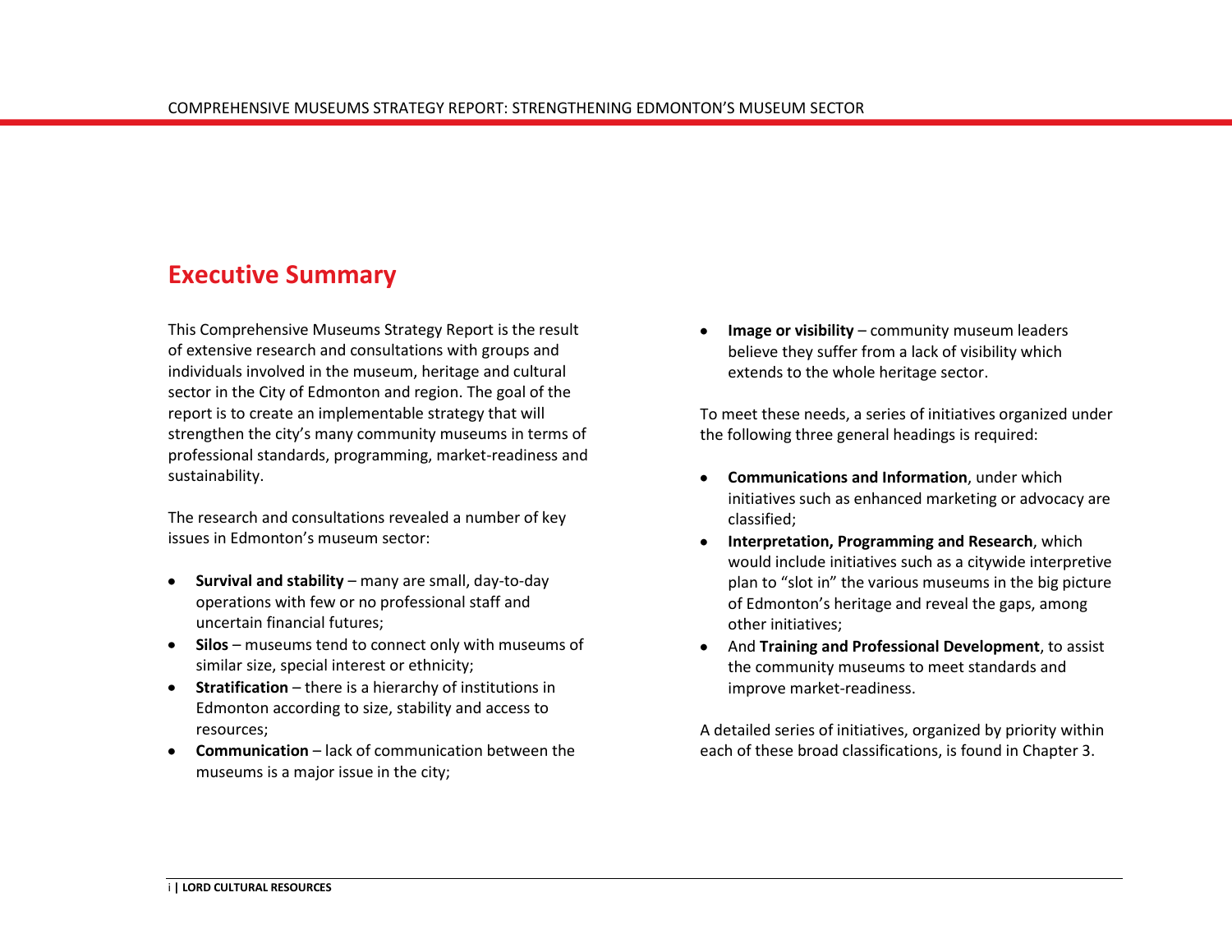# Executive Summary

This Comprehensive Museums Strategy Report is the result of extensive research and consultations with groups and individuals involved in the museum, heritage and cultural sector in the City of Edmonton and region. The goal of the report is to create an implementable strategy that will strengthen the city's many community museums in terms of professional standards, programming, market-readiness and sustainability.

The research and consultations revealed a number of key issues in Edmonton's museum sector:

- **Survival and stability** – many are small, day-to-day operations with few or no professional staff and uncertain financial futures;
- **Silos** – museums tend to connect only with museums of similar size, special interest or ethnicity;
- **Stratification** – there is a hierarchy of institutions in Edmonton according to size, stability and access to resources;
- **Communication** – lack of communication between the museums is a major issue in the city;
- **Image or visibility** – community museum leaders believe they suffer from a lack of visibility which extends to the whole heritage sector.

To meet these needs, a series of initiatives organized under the following three general headings is required:

- **Communications and Information**, under which initiatives such as enhanced marketing or advocacy are classified;
- **Interpretation, Programming and Research**, which would include initiatives such as a citywide interpretive plan to "slot in" the various museums in the big picture of Edmonton's heritage and reveal the gaps, among other initiatives;
- And **Training and Professional Development**, to assist the community museums to meet standards and improve market-readiness.

A detailed series of initiatives, organized by priority within each of these broad classifications, is found in Chapter 3.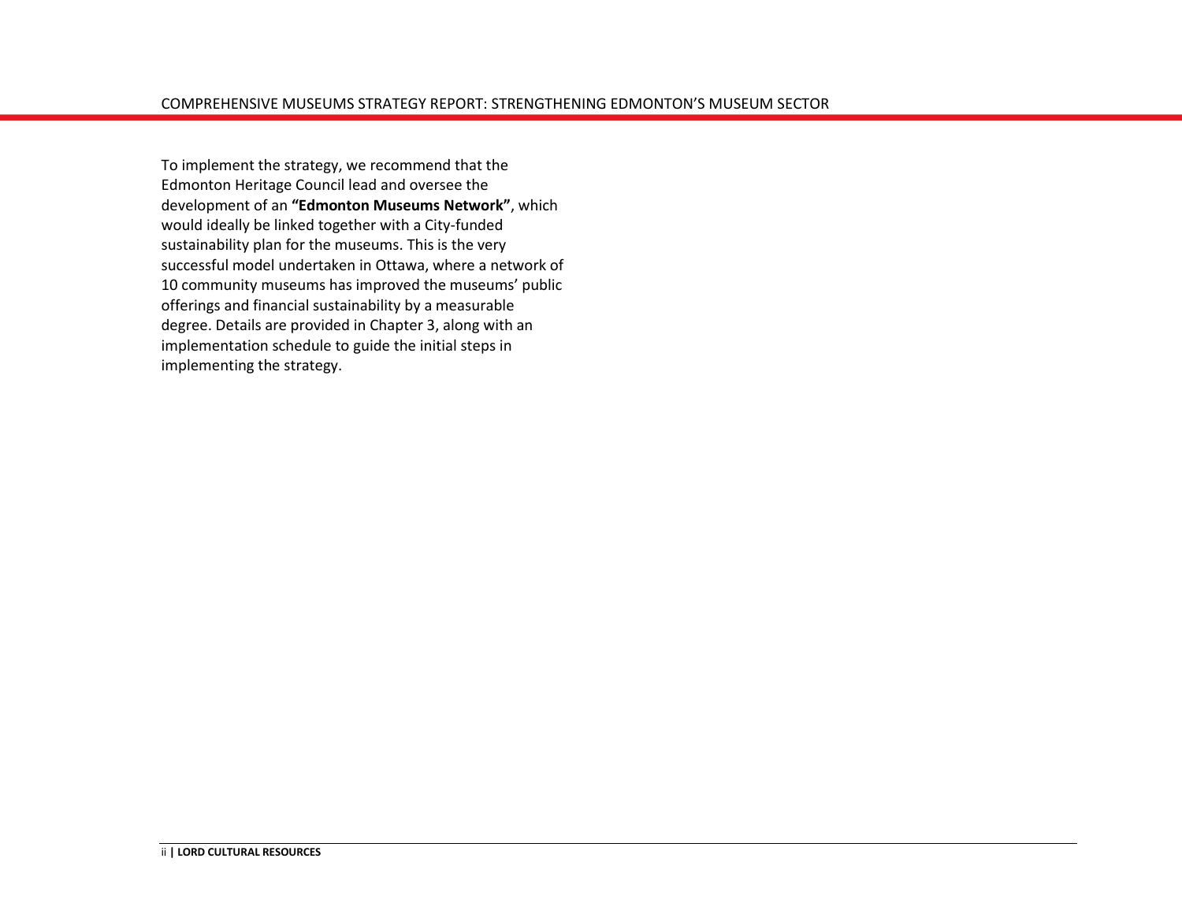To implement the strategy, we recommend that the Edmonton Heritage Council lead and oversee the development of an **"Edmonton Museums Network"**, which would ideally be linked together with a City-funded sustainability plan for the museums. This is the very successful model undertaken in Ottawa, where a network of 10 community museums has improved the museums' public offerings and financial sustainability by a measurable degree. Details are provided in Chapter 3, along with an implementation schedule to guide the initial steps in implementing the strategy.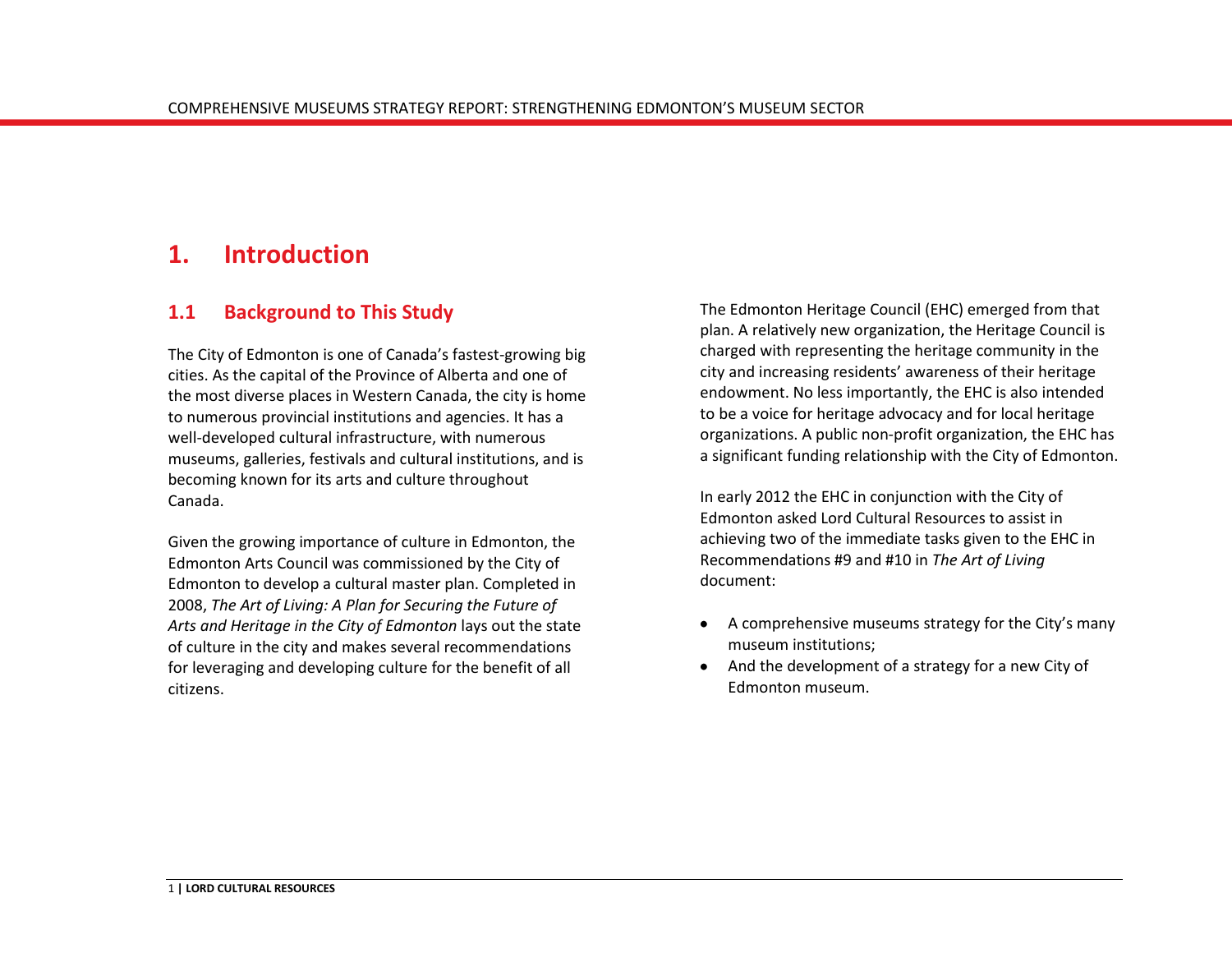# 1. Introduction

## 1.1 Background to This Study

The City of Edmonton is one of Canada's fastest-growing big cities. As the capital of the Province of Alberta and one of the most diverse places in Western Canada, the city is home to numerous provincial institutions and agencies. It has a well-developed cultural infrastructure, with numerous museums, galleries, festivals and cultural institutions, and is becoming known for its arts and culture throughout Canada.

Given the growing importance of culture in Edmonton, the Edmonton Arts Council was commissioned by the City of Edmonton to develop a cultural master plan. Completed in 2008, *The Art of Living: A Plan for Securing the Future of Arts and Heritage in the City of Edmonton* lays out the state of culture in the city and makes several recommendations for leveraging and developing culture for the benefit of all citizens.

The Edmonton Heritage Council (EHC) emerged from that plan. A relatively new organization, the Heritage Council is charged with representing the heritage community in the city and increasing residents' awareness of their heritage endowment. No less importantly, the EHC is also intended to be a voice for heritage advocacy and for local heritage organizations. A public non-profit organization, the EHC has a significant funding relationship with the City of Edmonton.

In early 2012 the EHC in conjunction with the City of Edmonton asked Lord Cultural Resources to assist in achieving two of the immediate tasks given to the EHC in Recommendations #9 and #10 in *The Art of Living* document:

- A comprehensive museums strategy for the City's many museum institutions;
- And the development of a strategy for a new City of Edmonton museum.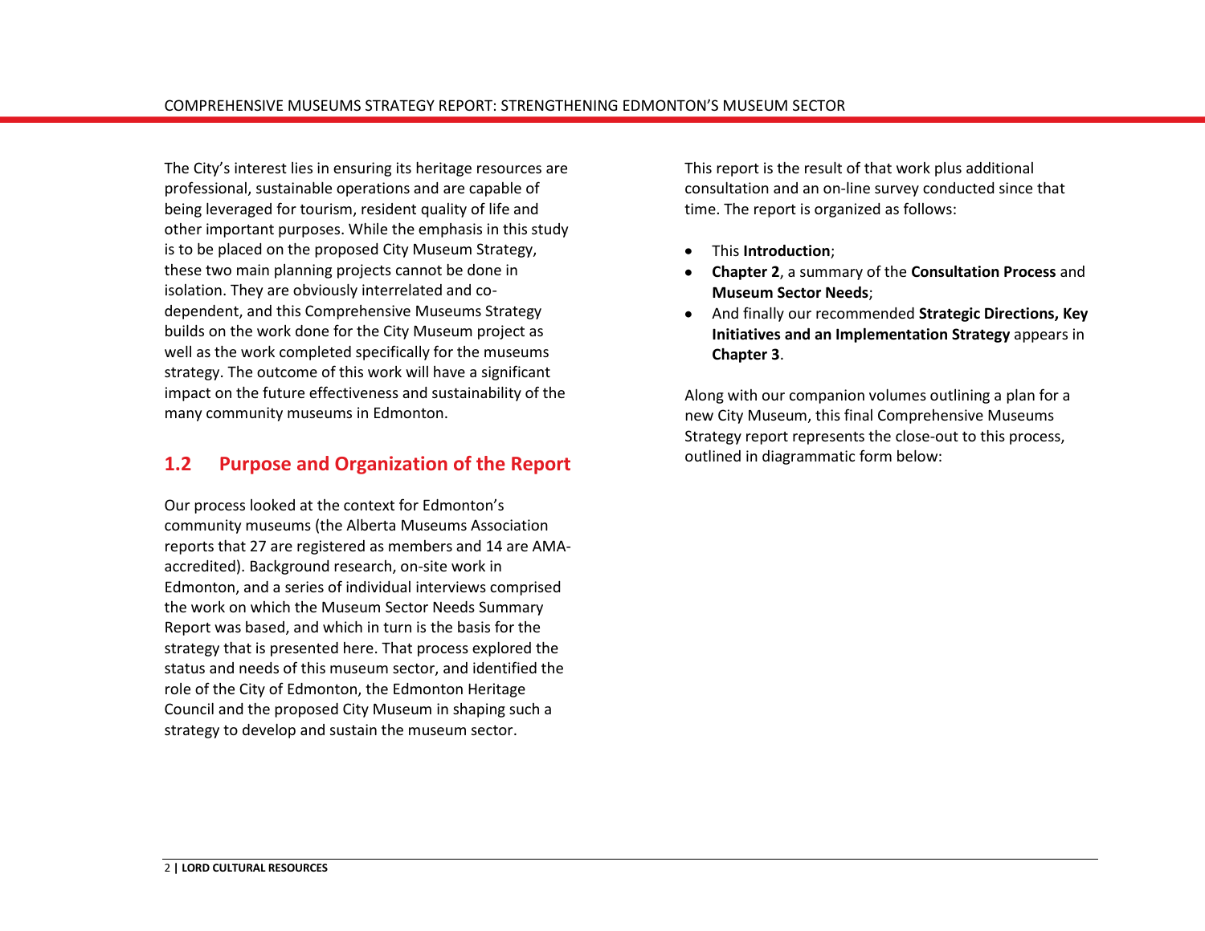The City's interest lies in ensuring its heritage resources are professional, sustainable operations and are capable of being leveraged for tourism, resident quality of life and other important purposes. While the emphasis in this study is to be placed on the proposed City Museum Strategy, these two main planning projects cannot be done in isolation. They are obviously interrelated and co-dependent, and this Comprehensive Museums Strategy builds on the work done for the City Museum project as well as the work completed specifically for the museums strategy. The outcome of this work will have a significant impact on the future effectiveness and sustainability of the many community museums in Edmonton.

## 1.2 Purpose and Organization of the Report

Our process looked at the context for Edmonton's community museums (the Alberta Museums Association reports that 27 are registered as members and 14 are AMA-accredited). Background research, on-site work in Edmonton, and a series of individual interviews comprised the work on which the Museum Sector Needs Summary Report was based, and which in turn is the basis for the strategy that is presented here. That process explored the status and needs of this museum sector, and identified the role of the City of Edmonton, the Edmonton Heritage Council and the proposed City Museum in shaping such a strategy to develop and sustain the museum sector.

This report is the result of that work plus additional consultation and an on-line survey conducted since that time. The report is organized as follows:

- This **Introduction**;
- **Chapter 2**, a summary of the **Consultation Process** and **Museum Sector Needs**;
- And finally our recommended **Strategic Directions, Key Initiatives and an Implementation Strategy** appears in **Chapter 3**.

Along with our companion volumes outlining a plan for a new City Museum, this final Comprehensive Museums Strategy report represents the close-out to this process, outlined in diagrammatic form below: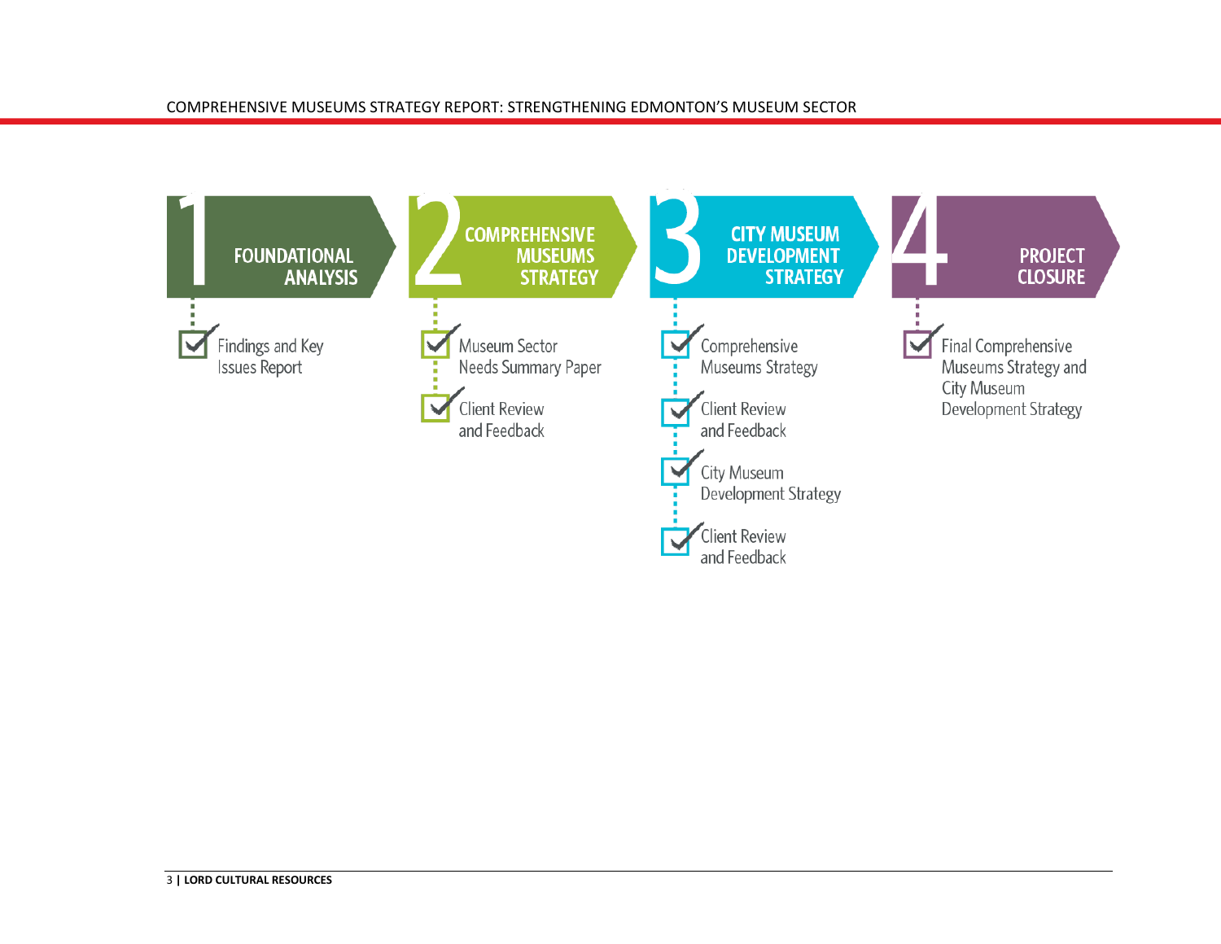**1 FOUNDATIONAL ANALYSIS**

- [x] Findings and Key Issues Report

**2 COMPREHENSIVE MUSEUMS STRATEGY**

- [x] Museum Sector Needs Summary Paper
- [x] Client Review and Feedback

**3 CITY MUSEUM DEVELOPMENT STRATEGY**

- [x] Comprehensive Museums Strategy
- [x] Client Review and Feedback
- [x] City Museum Development Strategy
- [x] Client Review and Feedback

**4 PROJECT CLOSURE**

- [x] Final Comprehensive Museums Strategy and City Museum Development Strategy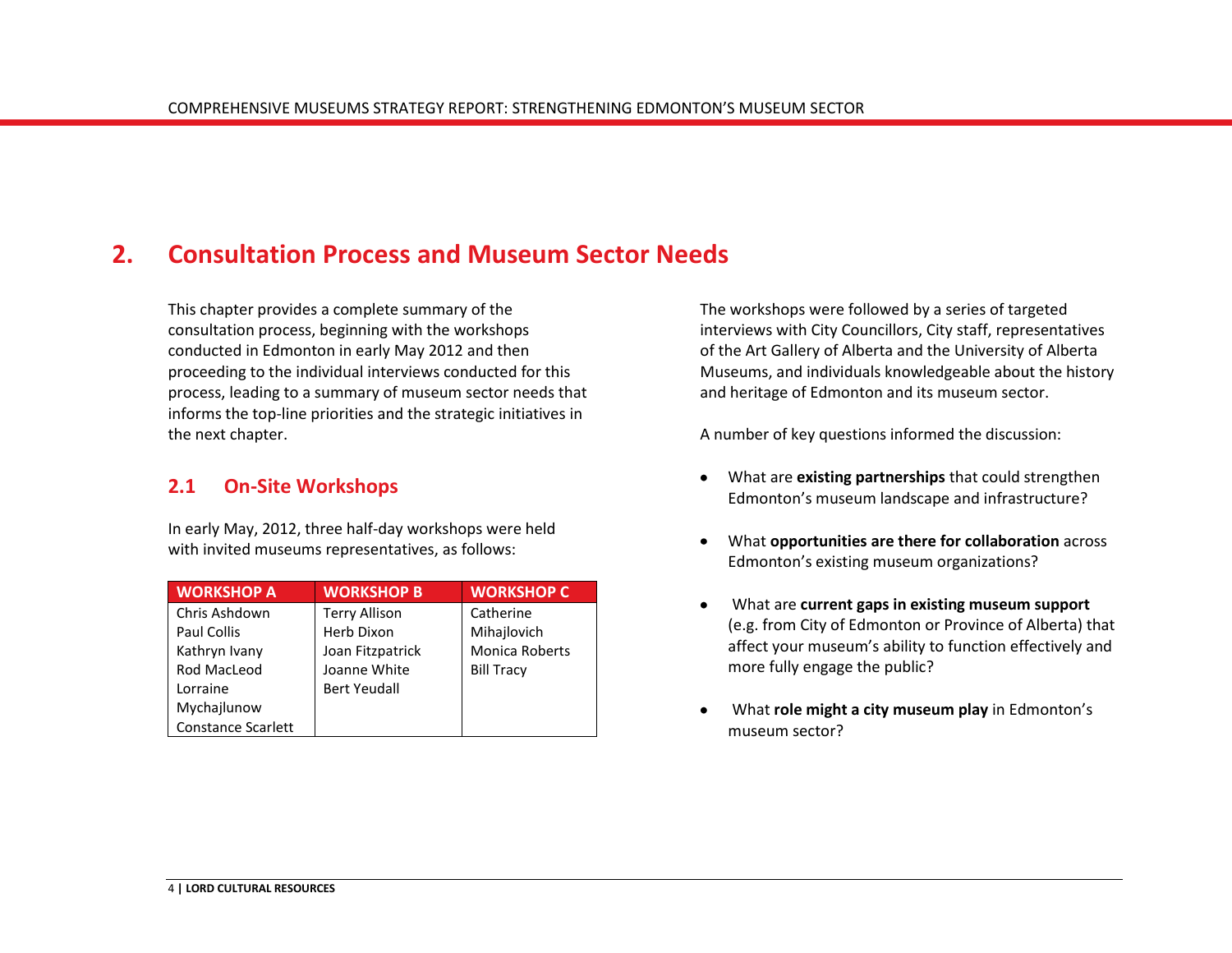# 2. Consultation Process and Museum Sector Needs

This chapter provides a complete summary of the consultation process, beginning with the workshops conducted in Edmonton in early May 2012 and then proceeding to the individual interviews conducted for this process, leading to a summary of museum sector needs that informs the top-line priorities and the strategic initiatives in the next chapter.

## 2.1 On-Site Workshops

In early May, 2012, three half-day workshops were held with invited museums representatives, as follows:

| WORKSHOP A | WORKSHOP B | WORKSHOP C |
|---|---|---|
| Chris Ashdown | Terry Allison | Catherine Mihajlovich |
| Paul Collis | Herb Dixon | Monica Roberts |
| Kathryn Ivany | Joan Fitzpatrick | Bill Tracy |
| Rod MacLeod | Joanne White | |
| Lorraine Mychajlunow | Bert Yeudall | |
| Constance Scarlett | | |

The workshops were followed by a series of targeted interviews with City Councillors, City staff, representatives of the Art Gallery of Alberta and the University of Alberta Museums, and individuals knowledgeable about the history and heritage of Edmonton and its museum sector.

A number of key questions informed the discussion:

- What are **existing partnerships** that could strengthen Edmonton's museum landscape and infrastructure?
- What **opportunities are there for collaboration** across Edmonton's existing museum organizations?
- What are **current gaps in existing museum support** (e.g. from City of Edmonton or Province of Alberta) that affect your museum's ability to function effectively and more fully engage the public?
- What **role might a city museum play** in Edmonton's museum sector?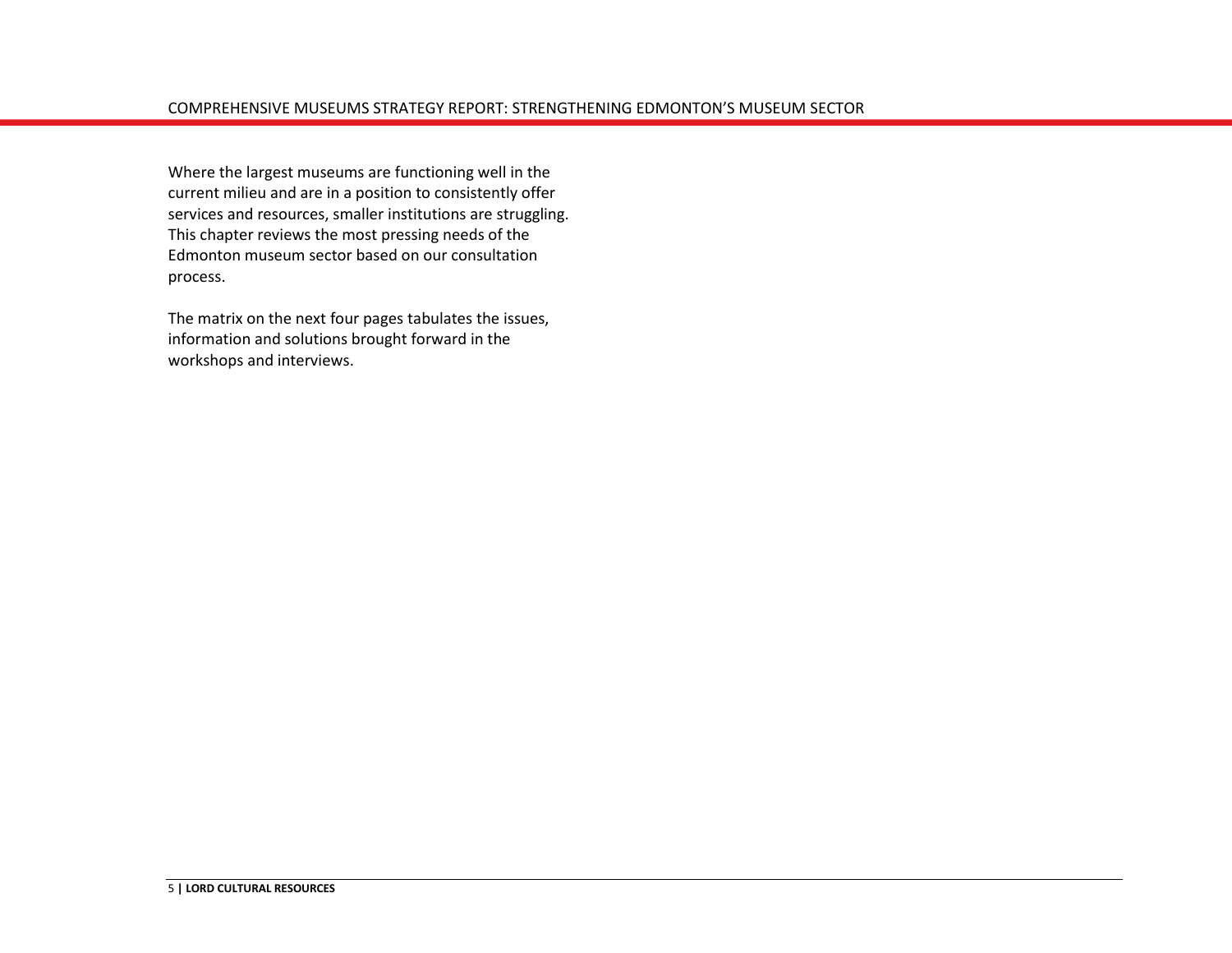Where the largest museums are functioning well in the current milieu and are in a position to consistently offer services and resources, smaller institutions are struggling. This chapter reviews the most pressing needs of the Edmonton museum sector based on our consultation process.

The matrix on the next four pages tabulates the issues, information and solutions brought forward in the workshops and interviews.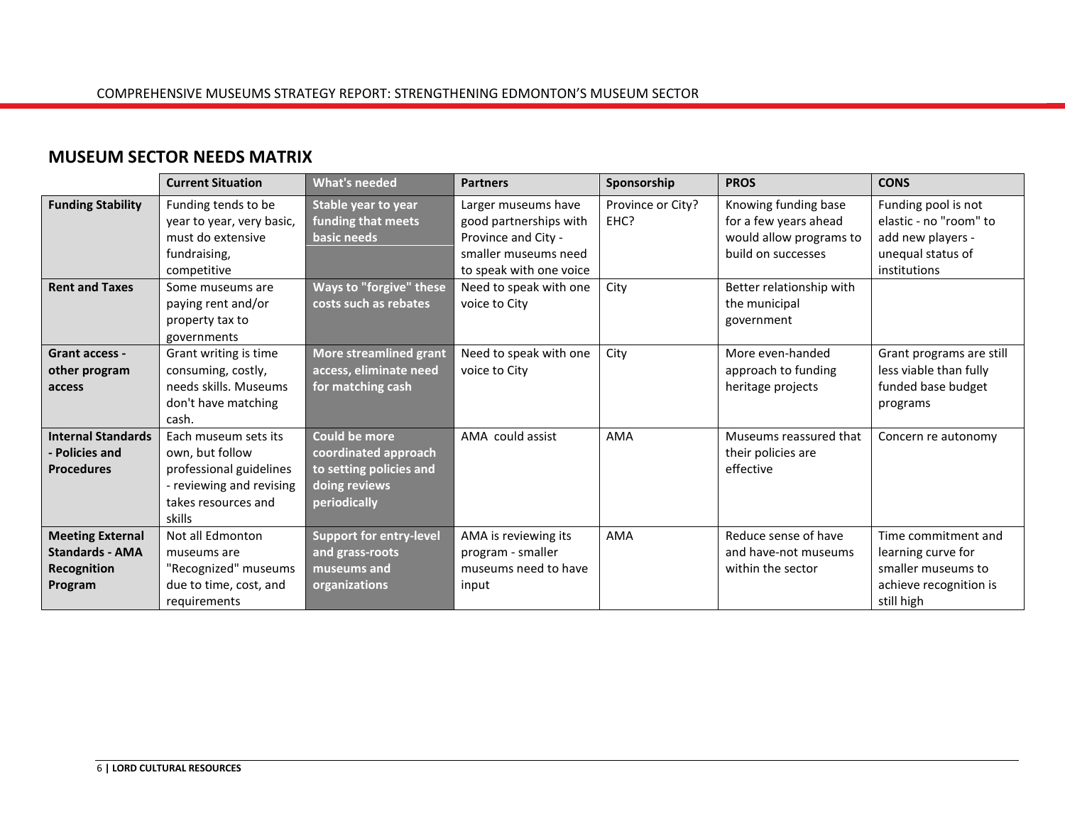## MUSEUM SECTOR NEEDS MATRIX

| | Current Situation | What's needed | Partners | Sponsorship | PROS | CONS |
|---|---|---|---|---|---|---|
| **Funding Stability** | Funding tends to be year to year, very basic, must do extensive fundraising, competitive | **Stable year to year funding that meets basic needs** | Larger museums have good partnerships with Province and City - smaller museums need to speak with one voice | Province or City? EHC? | Knowing funding base for a few years ahead would allow programs to build on successes | Funding pool is not elastic - no "room" to add new players - unequal status of institutions |
| **Rent and Taxes** | Some museums are paying rent and/or property tax to governments | **Ways to "forgive" these costs such as rebates** | Need to speak with one voice to City | City | Better relationship with the municipal government | |
| **Grant access - other program access** | Grant writing is time consuming, costly, needs skills. Museums don't have matching cash. | **More streamlined grant access, eliminate need for matching cash** | Need to speak with one voice to City | City | More even-handed approach to funding heritage projects | Grant programs are still less viable than fully funded base budget programs |
| **Internal Standards - Policies and Procedures** | Each museum sets its own, but follow professional guidelines - reviewing and revising takes resources and skills | **Could be more coordinated approach to setting policies and doing reviews periodically** | AMA could assist | AMA | Museums reassured that their policies are effective | Concern re autonomy |
| **Meeting External Standards - AMA Recognition Program** | Not all Edmonton museums are "Recognized" museums due to time, cost, and requirements | **Support for entry-level and grass-roots museums and organizations** | AMA is reviewing its program - smaller museums need to have input | AMA | Reduce sense of have and have-not museums within the sector | Time commitment and learning curve for smaller museums to achieve recognition is still high |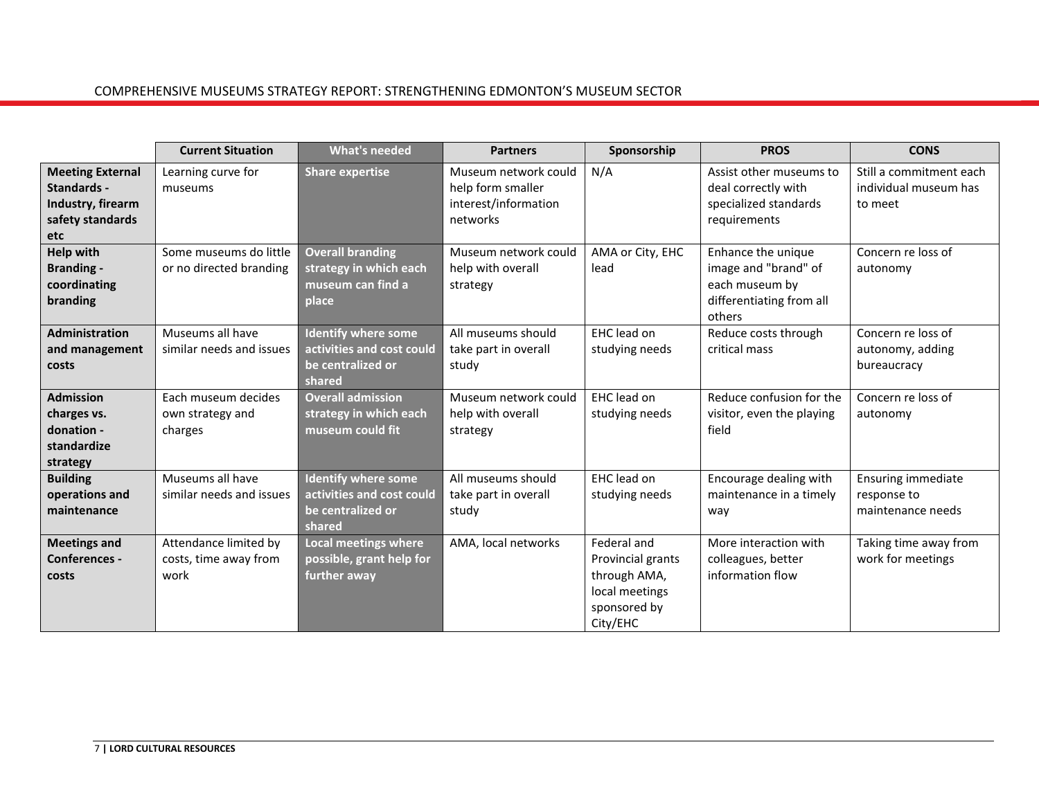| | Current Situation | What's needed | Partners | Sponsorship | PROS | CONS |
|---|---|---|---|---|---|---|
| **Meeting External Standards - Industry, firearm safety standards etc** | Learning curve for museums | **Share expertise** | Museum network could help form smaller interest/information networks | N/A | Assist other museums to deal correctly with specialized standards requirements | Still a commitment each individual museum has to meet |
| **Help with Branding - coordinating branding** | Some museums do little or no directed branding | **Overall branding strategy in which each museum can find a place** | Museum network could help with overall strategy | AMA or City, EHC lead | Enhance the unique image and "brand" of each museum by differentiating from all others | Concern re loss of autonomy |
| **Administration and management costs** | Museums all have similar needs and issues | **Identify where some activities and cost could be centralized or shared** | All museums should take part in overall study | EHC lead on studying needs | Reduce costs through critical mass | Concern re loss of autonomy, adding bureaucracy |
| **Admission charges vs. donation - standardize strategy** | Each museum decides own strategy and charges | **Overall admission strategy in which each museum could fit** | Museum network could help with overall strategy | EHC lead on studying needs | Reduce confusion for the visitor, even the playing field | Concern re loss of autonomy |
| **Building operations and maintenance** | Museums all have similar needs and issues | **Identify where some activities and cost could be centralized or shared** | All museums should take part in overall study | EHC lead on studying needs | Encourage dealing with maintenance in a timely way | Ensuring immediate response to maintenance needs |
| **Meetings and Conferences - costs** | Attendance limited by costs, time away from work | **Local meetings where possible, grant help for further away** | AMA, local networks | Federal and Provincial grants through AMA, local meetings sponsored by City/EHC | More interaction with colleagues, better information flow | Taking time away from work for meetings |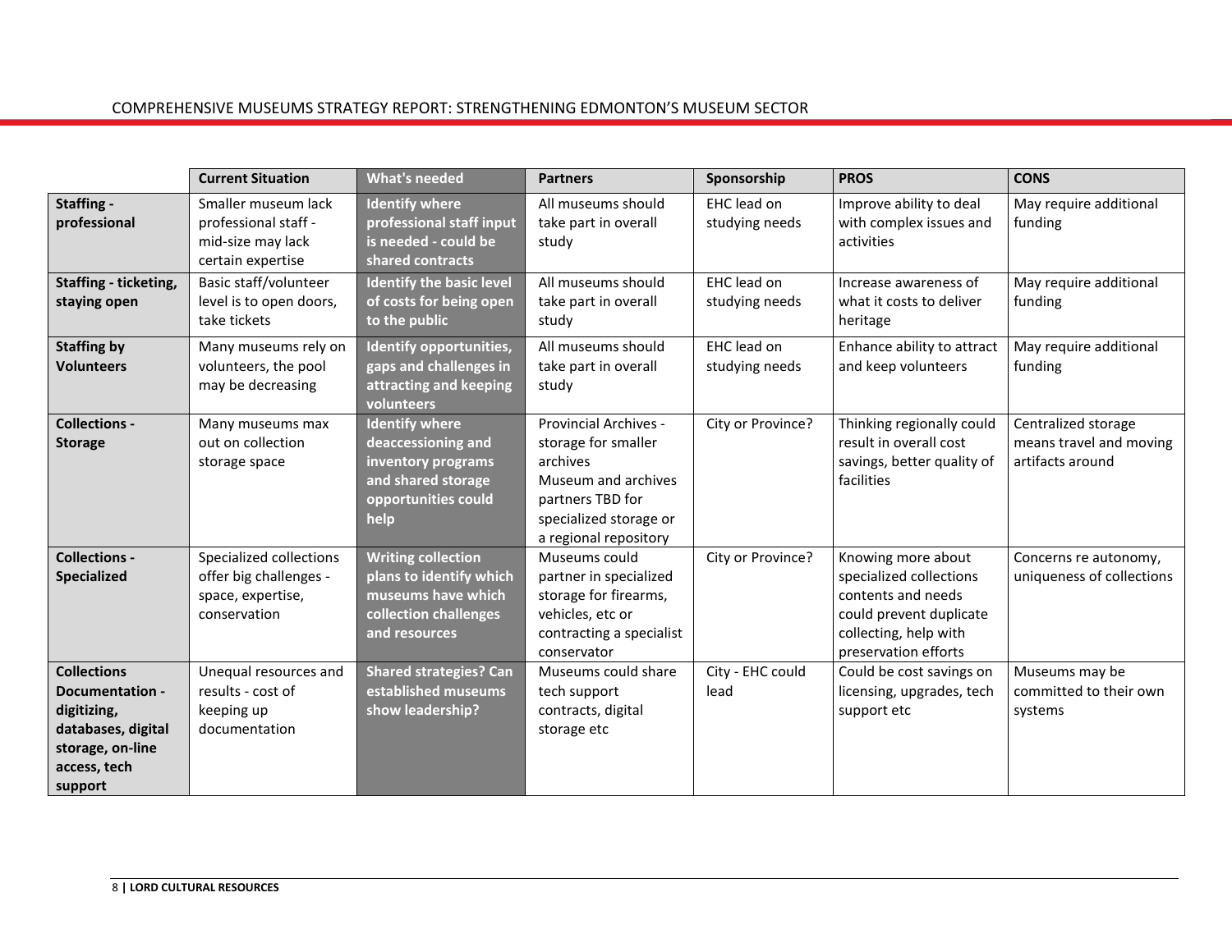| | Current Situation | What's needed | Partners | Sponsorship | PROS | CONS |
|---|---|---|---|---|---|---|
| **Staffing - professional** | Smaller museum lack professional staff - mid-size may lack certain expertise | **Identify where professional staff input is needed - could be shared contracts** | All museums should take part in overall study | EHC lead on studying needs | Improve ability to deal with complex issues and activities | May require additional funding |
| **Staffing - ticketing, staying open** | Basic staff/volunteer level is to open doors, take tickets | **Identify the basic level of costs for being open to the public** | All museums should take part in overall study | EHC lead on studying needs | Increase awareness of what it costs to deliver heritage | May require additional funding |
| **Staffing by Volunteers** | Many museums rely on volunteers, the pool may be decreasing | **Identify opportunities, gaps and challenges in attracting and keeping volunteers** | All museums should take part in overall study | EHC lead on studying needs | Enhance ability to attract and keep volunteers | May require additional funding |
| **Collections - Storage** | Many museums max out on collection storage space | **Identify where deaccessioning and inventory programs and shared storage opportunities could help** | Provincial Archives - storage for smaller archives<br>Museum and archives partners TBD for specialized storage or a regional repository | City or Province? | Thinking regionally could result in overall cost savings, better quality of facilities | Centralized storage means travel and moving artifacts around |
| **Collections - Specialized** | Specialized collections offer big challenges - space, expertise, conservation | **Writing collection plans to identify which museums have which collection challenges and resources** | Museums could partner in specialized storage for firearms, vehicles, etc or contracting a specialist conservator | City or Province? | Knowing more about specialized collections contents and needs could prevent duplicate collecting, help with preservation efforts | Concerns re autonomy, uniqueness of collections |
| **Collections Documentation - digitizing, databases, digital storage, on-line access, tech support** | Unequal resources and results - cost of keeping up documentation | **Shared strategies? Can established museums show leadership?** | Museums could share tech support contracts, digital storage etc | City - EHC could lead | Could be cost savings on licensing, upgrades, tech support etc | Museums may be committed to their own systems |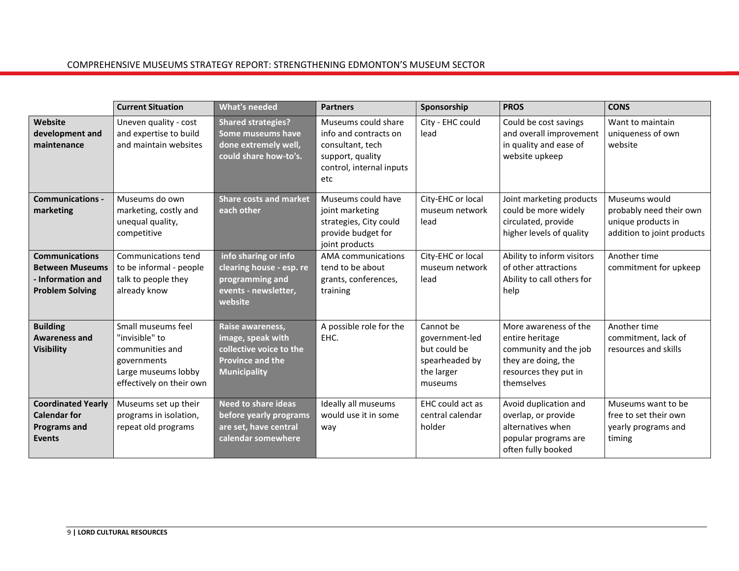| | Current Situation | What's needed | Partners | Sponsorship | PROS | CONS |
|---|---|---|---|---|---|---|
| **Website development and maintenance** | Uneven quality - cost and expertise to build and maintain websites | **Shared strategies? Some museums have done extremely well, could share how-to's.** | Museums could share info and contracts on consultant, tech support, quality control, internal inputs etc | City - EHC could lead | Could be cost savings and overall improvement in quality and ease of website upkeep | Want to maintain uniqueness of own website |
| **Communications - marketing** | Museums do own marketing, costly and unequal quality, competitive | **Share costs and market each other** | Museums could have joint marketing strategies, City could provide budget for joint products | City-EHC or local museum network lead | Joint marketing products could be more widely circulated, provide higher levels of quality | Museums would probably need their own unique products in addition to joint products |
| **Communications Between Museums - Information and Problem Solving** | Communications tend to be informal - people talk to people they already know | **info sharing or info clearing house - esp. re programming and events - newsletter, website** | AMA communications tend to be about grants, conferences, training | City-EHC or local museum network lead | Ability to inform visitors of other attractions<br>Ability to call others for help | Another time commitment for upkeep |
| **Building Awareness and Visibility** | Small museums feel "invisible" to communities and governments<br>Large museums lobby effectively on their own | **Raise awareness, image, speak with collective voice to the Province and the Municipality** | A possible role for the EHC. | Cannot be government-led but could be spearheaded by the larger museums | More awareness of the entire heritage community and the job they are doing, the resources they put in themselves | Another time commitment, lack of resources and skills |
| **Coordinated Yearly Calendar for Programs and Events** | Museums set up their programs in isolation, repeat old programs | **Need to share ideas before yearly programs are set, have central calendar somewhere** | Ideally all museums would use it in some way | EHC could act as central calendar holder | Avoid duplication and overlap, or provide alternatives when popular programs are often fully booked | Museums want to be free to set their own yearly programs and timing |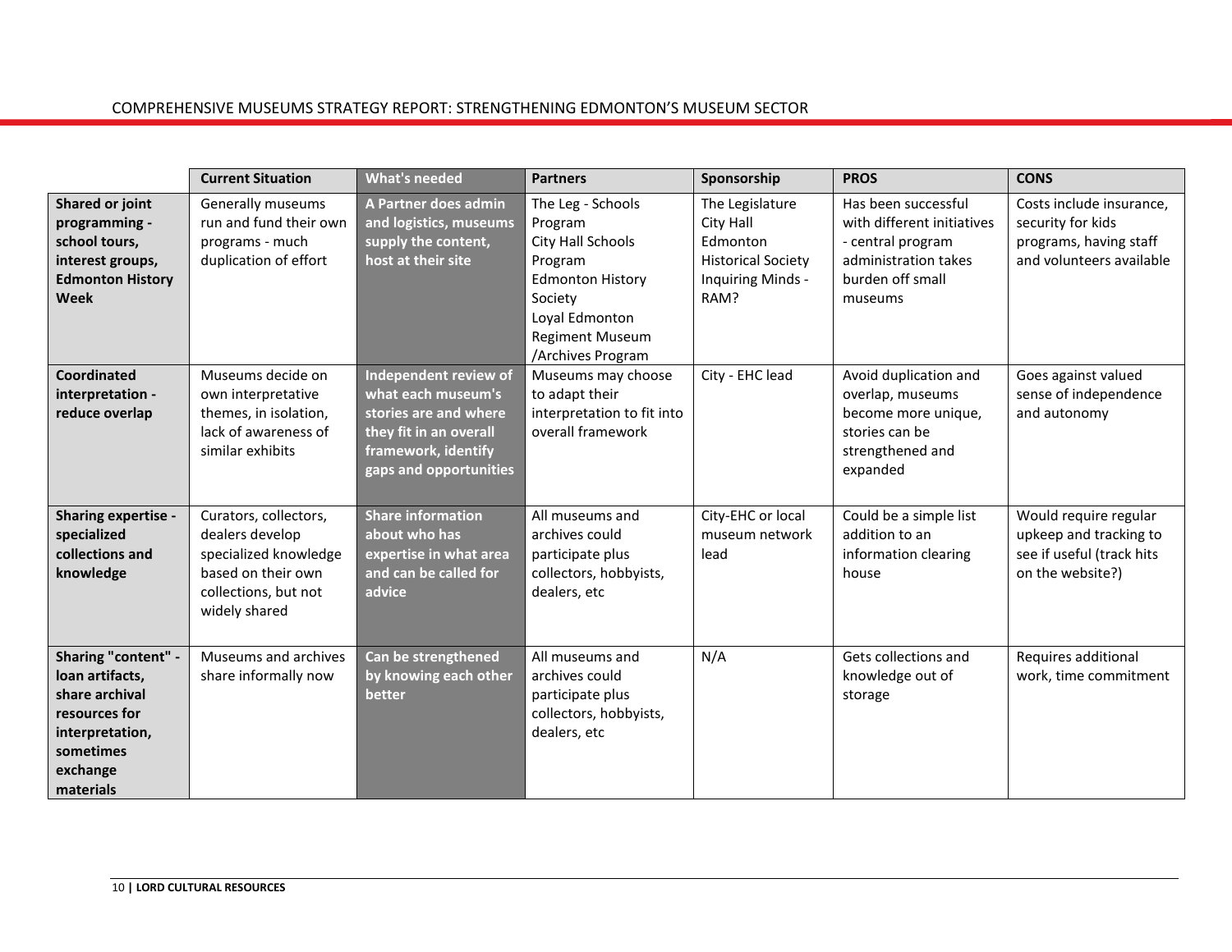| | Current Situation | What's needed | Partners | Sponsorship | PROS | CONS |
|---|---|---|---|---|---|---|
| **Shared or joint programming - school tours, interest groups, Edmonton History Week** | Generally museums run and fund their own programs - much duplication of effort | **A Partner does admin and logistics, museums supply the content, host at their site** | The Leg - Schools Program<br>City Hall Schools Program<br>Edmonton History Society<br>Loyal Edmonton Regiment Museum /Archives Program | The Legislature<br>City Hall<br>Edmonton Historical Society<br>Inquiring Minds - RAM? | Has been successful with different initiatives - central program administration takes burden off small museums | Costs include insurance, security for kids programs, having staff and volunteers available |
| **Coordinated interpretation - reduce overlap** | Museums decide on own interpretative themes, in isolation, lack of awareness of similar exhibits | **Independent review of what each museum's stories are and where they fit in an overall framework, identify gaps and opportunities** | Museums may choose to adapt their interpretation to fit into overall framework | City - EHC lead | Avoid duplication and overlap, museums become more unique, stories can be strengthened and expanded | Goes against valued sense of independence and autonomy |
| **Sharing expertise - specialized collections and knowledge** | Curators, collectors, dealers develop specialized knowledge based on their own collections, but not widely shared | **Share information about who has expertise in what area and can be called for advice** | All museums and archives could participate plus collectors, hobbyists, dealers, etc | City-EHC or local museum network lead | Could be a simple list addition to an information clearing house | Would require regular upkeep and tracking to see if useful (track hits on the website?) |
| **Sharing "content" - loan artifacts, share archival resources for interpretation, sometimes exchange materials** | Museums and archives share informally now | **Can be strengthened by knowing each other better** | All museums and archives could participate plus collectors, hobbyists, dealers, etc | N/A | Gets collections and knowledge out of storage | Requires additional work, time commitment |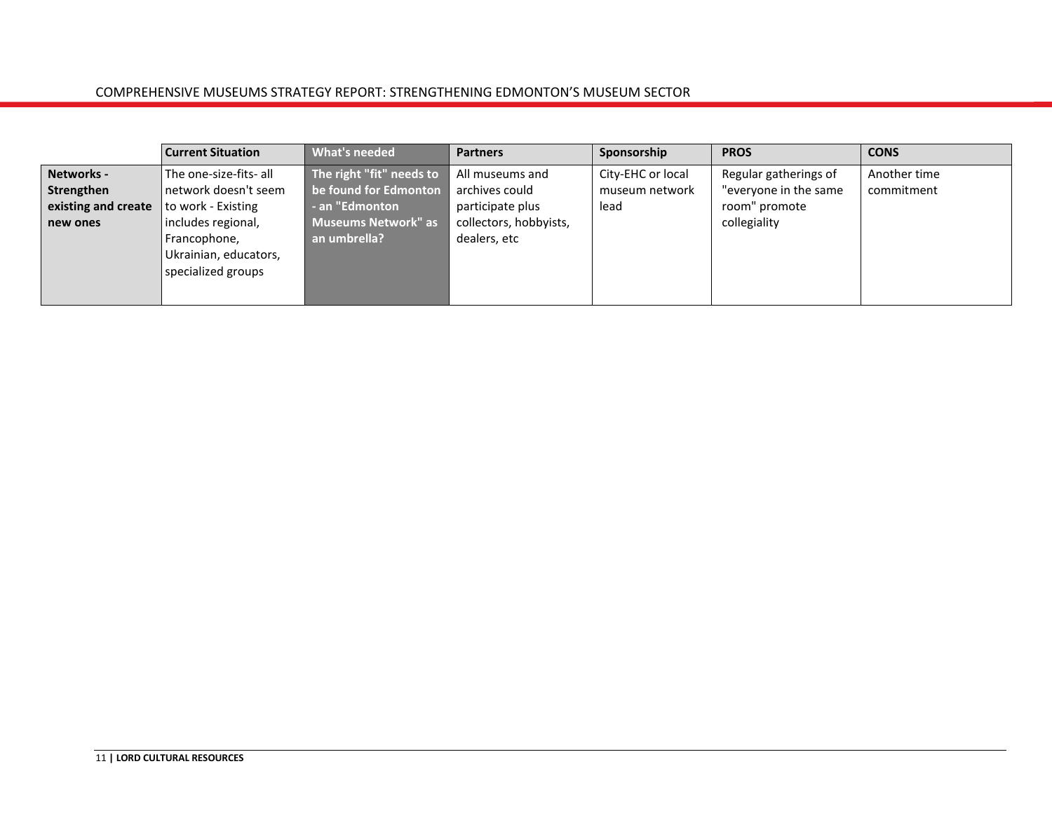| | Current Situation | What's needed | Partners | Sponsorship | PROS | CONS |
|---|---|---|---|---|---|---|
| **Networks - Strengthen existing and create new ones** | The one-size-fits- all network doesn't seem to work - Existing includes regional, Francophone, Ukrainian, educators, specialized groups | **The right "fit" needs to be found for Edmonton - an "Edmonton Museums Network" as an umbrella?** | All museums and archives could participate plus collectors, hobbyists, dealers, etc | City-EHC or local museum network lead | Regular gatherings of "everyone in the same room" promote collegiality | Another time commitment |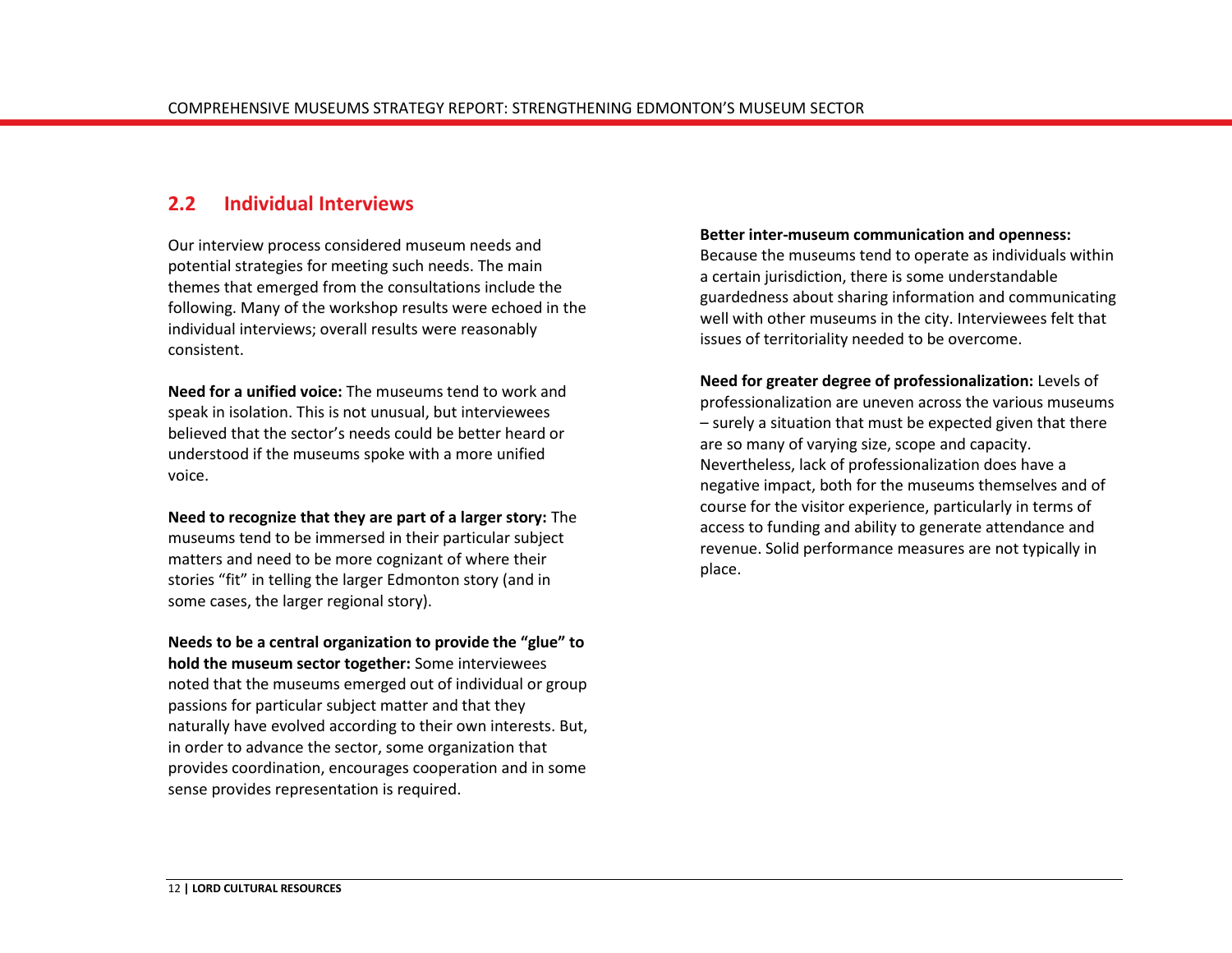## 2.2 Individual Interviews

Our interview process considered museum needs and potential strategies for meeting such needs. The main themes that emerged from the consultations include the following. Many of the workshop results were echoed in the individual interviews; overall results were reasonably consistent.

**Need for a unified voice:** The museums tend to work and speak in isolation. This is not unusual, but interviewees believed that the sector's needs could be better heard or understood if the museums spoke with a more unified voice.

**Need to recognize that they are part of a larger story:** The museums tend to be immersed in their particular subject matters and need to be more cognizant of where their stories "fit" in telling the larger Edmonton story (and in some cases, the larger regional story).

**Needs to be a central organization to provide the "glue" to hold the museum sector together:** Some interviewees noted that the museums emerged out of individual or group passions for particular subject matter and that they naturally have evolved according to their own interests. But, in order to advance the sector, some organization that provides coordination, encourages cooperation and in some sense provides representation is required.

**Better inter-museum communication and openness:** Because the museums tend to operate as individuals within a certain jurisdiction, there is some understandable guardedness about sharing information and communicating well with other museums in the city. Interviewees felt that issues of territoriality needed to be overcome.

**Need for greater degree of professionalization:** Levels of professionalization are uneven across the various museums – surely a situation that must be expected given that there are so many of varying size, scope and capacity. Nevertheless, lack of professionalization does have a negative impact, both for the museums themselves and of course for the visitor experience, particularly in terms of access to funding and ability to generate attendance and revenue. Solid performance measures are not typically in place.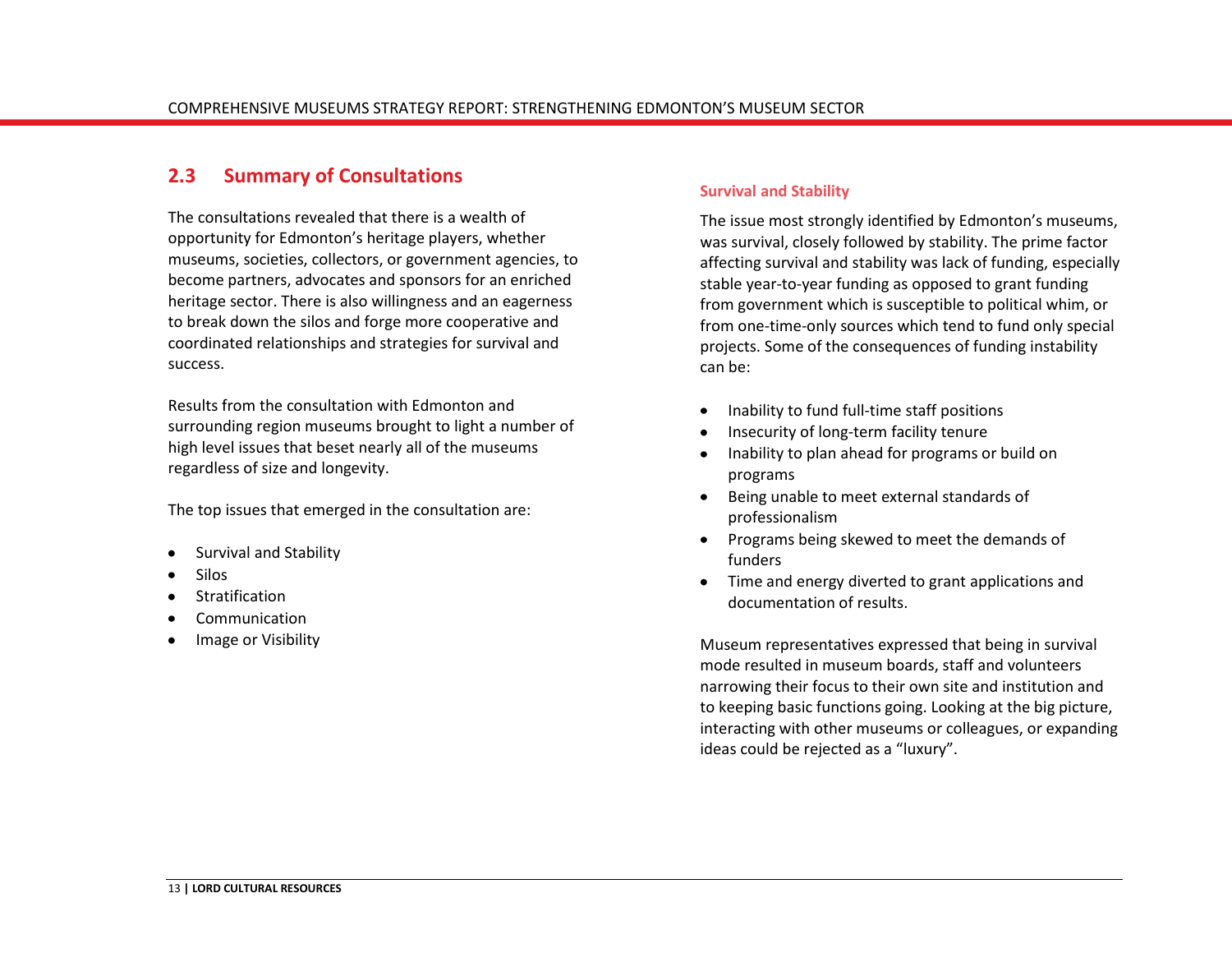## 2.3 Summary of Consultations

The consultations revealed that there is a wealth of opportunity for Edmonton's heritage players, whether museums, societies, collectors, or government agencies, to become partners, advocates and sponsors for an enriched heritage sector. There is also willingness and an eagerness to break down the silos and forge more cooperative and coordinated relationships and strategies for survival and success.

Results from the consultation with Edmonton and surrounding region museums brought to light a number of high level issues that beset nearly all of the museums regardless of size and longevity.

The top issues that emerged in the consultation are:

- Survival and Stability
- Silos
- Stratification
- Communication
- Image or Visibility

### Survival and Stability

The issue most strongly identified by Edmonton's museums, was survival, closely followed by stability. The prime factor affecting survival and stability was lack of funding, especially stable year-to-year funding as opposed to grant funding from government which is susceptible to political whim, or from one-time-only sources which tend to fund only special projects. Some of the consequences of funding instability can be:

- Inability to fund full-time staff positions
- Insecurity of long-term facility tenure
- Inability to plan ahead for programs or build on programs
- Being unable to meet external standards of professionalism
- Programs being skewed to meet the demands of funders
- Time and energy diverted to grant applications and documentation of results.

Museum representatives expressed that being in survival mode resulted in museum boards, staff and volunteers narrowing their focus to their own site and institution and to keeping basic functions going. Looking at the big picture, interacting with other museums or colleagues, or expanding ideas could be rejected as a "luxury".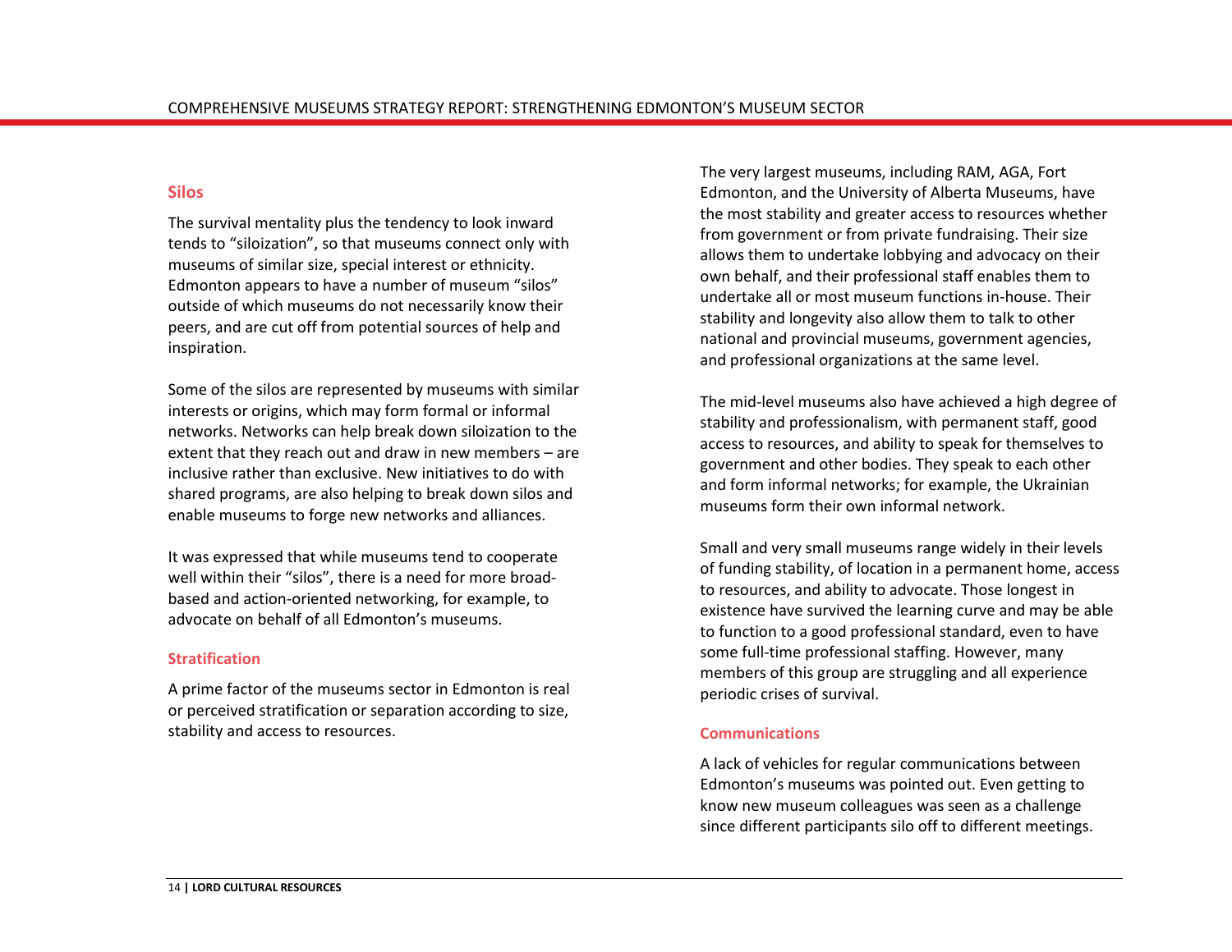### Silos

The survival mentality plus the tendency to look inward tends to "siloization", so that museums connect only with museums of similar size, special interest or ethnicity. Edmonton appears to have a number of museum "silos" outside of which museums do not necessarily know their peers, and are cut off from potential sources of help and inspiration.

Some of the silos are represented by museums with similar interests or origins, which may form formal or informal networks. Networks can help break down siloization to the extent that they reach out and draw in new members – are inclusive rather than exclusive. New initiatives to do with shared programs, are also helping to break down silos and enable museums to forge new networks and alliances.

It was expressed that while museums tend to cooperate well within their "silos", there is a need for more broad-based and action-oriented networking, for example, to advocate on behalf of all Edmonton's museums.

### Stratification

A prime factor of the museums sector in Edmonton is real or perceived stratification or separation according to size, stability and access to resources.

The very largest museums, including RAM, AGA, Fort Edmonton, and the University of Alberta Museums, have the most stability and greater access to resources whether from government or from private fundraising. Their size allows them to undertake lobbying and advocacy on their own behalf, and their professional staff enables them to undertake all or most museum functions in-house. Their stability and longevity also allow them to talk to other national and provincial museums, government agencies, and professional organizations at the same level.

The mid-level museums also have achieved a high degree of stability and professionalism, with permanent staff, good access to resources, and ability to speak for themselves to government and other bodies. They speak to each other and form informal networks; for example, the Ukrainian museums form their own informal network.

Small and very small museums range widely in their levels of funding stability, of location in a permanent home, access to resources, and ability to advocate. Those longest in existence have survived the learning curve and may be able to function to a good professional standard, even to have some full-time professional staffing. However, many members of this group are struggling and all experience periodic crises of survival.

### Communications

A lack of vehicles for regular communications between Edmonton's museums was pointed out. Even getting to know new museum colleagues was seen as a challenge since different participants silo off to different meetings.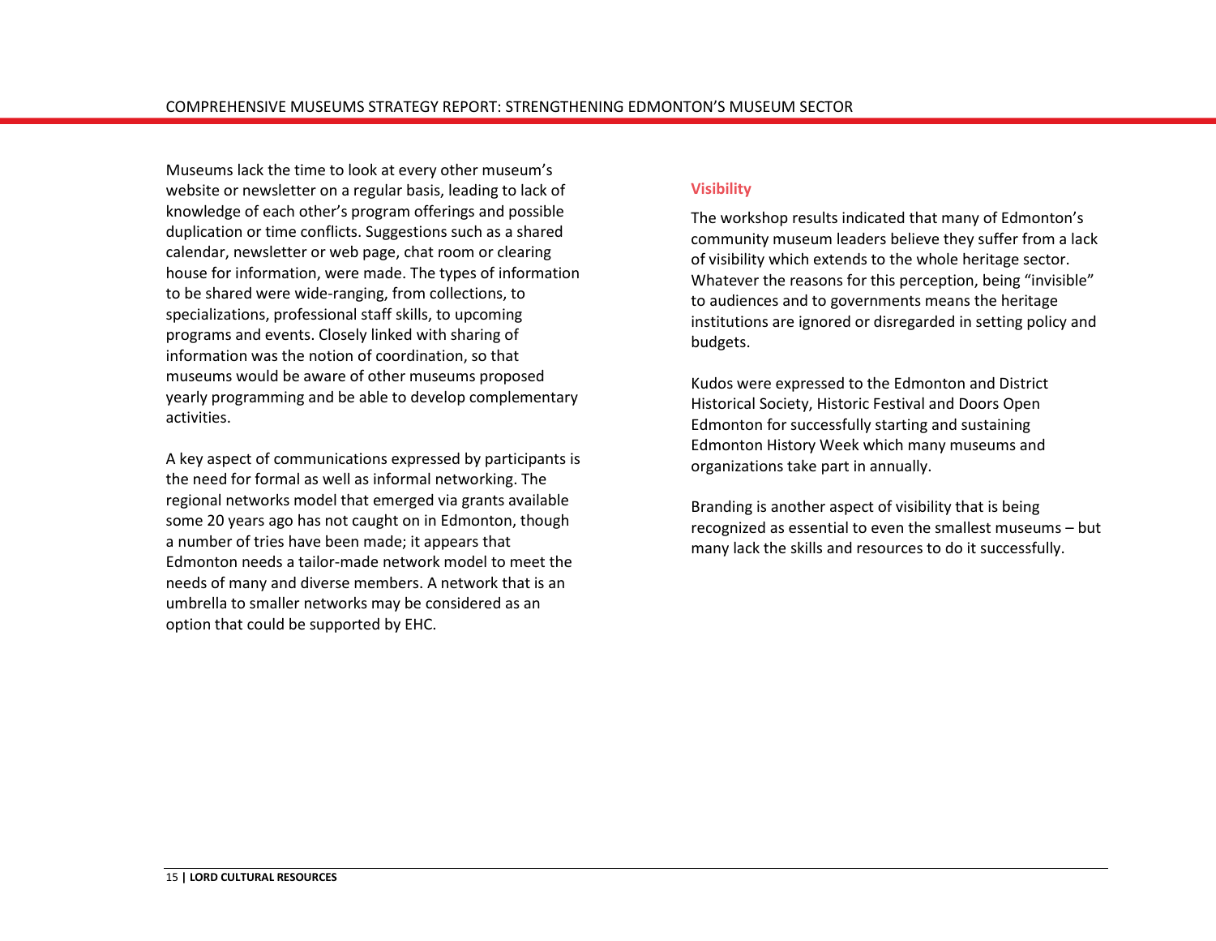Museums lack the time to look at every other museum's website or newsletter on a regular basis, leading to lack of knowledge of each other's program offerings and possible duplication or time conflicts. Suggestions such as a shared calendar, newsletter or web page, chat room or clearing house for information, were made. The types of information to be shared were wide-ranging, from collections, to specializations, professional staff skills, to upcoming programs and events. Closely linked with sharing of information was the notion of coordination, so that museums would be aware of other museums proposed yearly programming and be able to develop complementary activities.

A key aspect of communications expressed by participants is the need for formal as well as informal networking. The regional networks model that emerged via grants available some 20 years ago has not caught on in Edmonton, though a number of tries have been made; it appears that Edmonton needs a tailor-made network model to meet the needs of many and diverse members. A network that is an umbrella to smaller networks may be considered as an option that could be supported by EHC.

#### Visibility

The workshop results indicated that many of Edmonton's community museum leaders believe they suffer from a lack of visibility which extends to the whole heritage sector. Whatever the reasons for this perception, being "invisible" to audiences and to governments means the heritage institutions are ignored or disregarded in setting policy and budgets.

Kudos were expressed to the Edmonton and District Historical Society, Historic Festival and Doors Open Edmonton for successfully starting and sustaining Edmonton History Week which many museums and organizations take part in annually.

Branding is another aspect of visibility that is being recognized as essential to even the smallest museums – but many lack the skills and resources to do it successfully.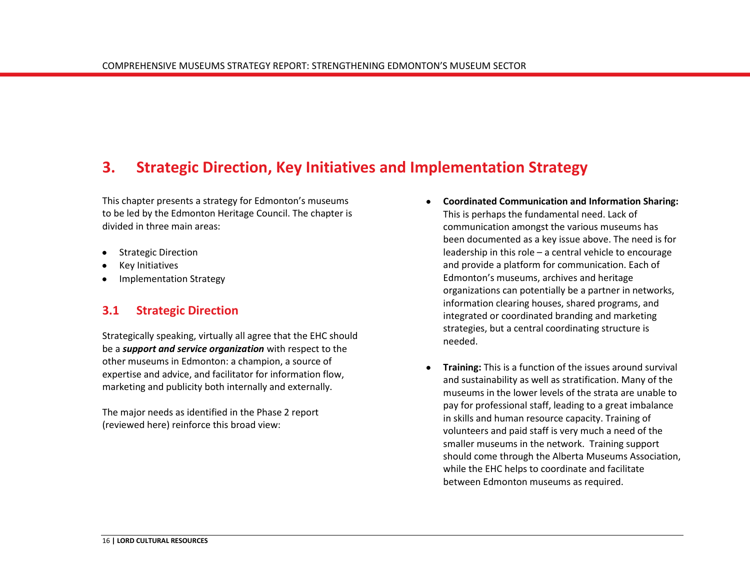# 3. Strategic Direction, Key Initiatives and Implementation Strategy

This chapter presents a strategy for Edmonton's museums to be led by the Edmonton Heritage Council. The chapter is divided in three main areas:

- Strategic Direction
- Key Initiatives
- Implementation Strategy

## 3.1 Strategic Direction

Strategically speaking, virtually all agree that the EHC should be a ***support and service organization*** with respect to the other museums in Edmonton: a champion, a source of expertise and advice, and facilitator for information flow, marketing and publicity both internally and externally.

The major needs as identified in the Phase 2 report (reviewed here) reinforce this broad view:

- **Coordinated Communication and Information Sharing:** This is perhaps the fundamental need. Lack of communication amongst the various museums has been documented as a key issue above. The need is for leadership in this role – a central vehicle to encourage and provide a platform for communication. Each of Edmonton's museums, archives and heritage organizations can potentially be a partner in networks, information clearing houses, shared programs, and integrated or coordinated branding and marketing strategies, but a central coordinating structure is needed.

- **Training:** This is a function of the issues around survival and sustainability as well as stratification. Many of the museums in the lower levels of the strata are unable to pay for professional staff, leading to a great imbalance in skills and human resource capacity. Training of volunteers and paid staff is very much a need of the smaller museums in the network. Training support should come through the Alberta Museums Association, while the EHC helps to coordinate and facilitate between Edmonton museums as required.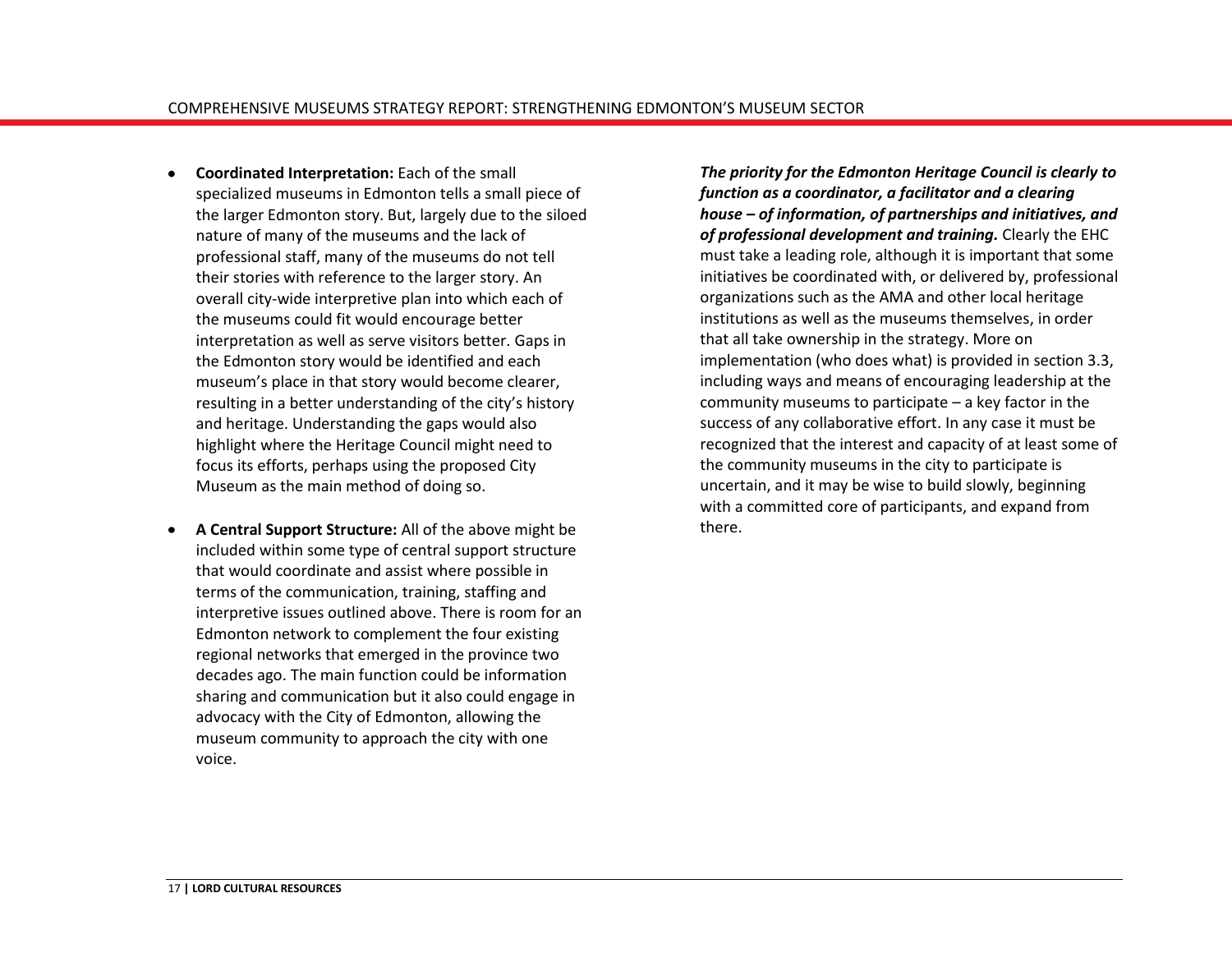- **Coordinated Interpretation:** Each of the small specialized museums in Edmonton tells a small piece of the larger Edmonton story. But, largely due to the siloed nature of many of the museums and the lack of professional staff, many of the museums do not tell their stories with reference to the larger story. An overall city-wide interpretive plan into which each of the museums could fit would encourage better interpretation as well as serve visitors better. Gaps in the Edmonton story would be identified and each museum's place in that story would become clearer, resulting in a better understanding of the city's history and heritage. Understanding the gaps would also highlight where the Heritage Council might need to focus its efforts, perhaps using the proposed City Museum as the main method of doing so.

- **A Central Support Structure:** All of the above might be included within some type of central support structure that would coordinate and assist where possible in terms of the communication, training, staffing and interpretive issues outlined above. There is room for an Edmonton network to complement the four existing regional networks that emerged in the province two decades ago. The main function could be information sharing and communication but it also could engage in advocacy with the City of Edmonton, allowing the museum community to approach the city with one voice.

***The priority for the Edmonton Heritage Council is clearly to function as a coordinator, a facilitator and a clearing house – of information, of partnerships and initiatives, and of professional development and training.*** Clearly the EHC must take a leading role, although it is important that some initiatives be coordinated with, or delivered by, professional organizations such as the AMA and other local heritage institutions as well as the museums themselves, in order that all take ownership in the strategy. More on implementation (who does what) is provided in section 3.3, including ways and means of encouraging leadership at the community museums to participate – a key factor in the success of any collaborative effort. In any case it must be recognized that the interest and capacity of at least some of the community museums in the city to participate is uncertain, and it may be wise to build slowly, beginning with a committed core of participants, and expand from there.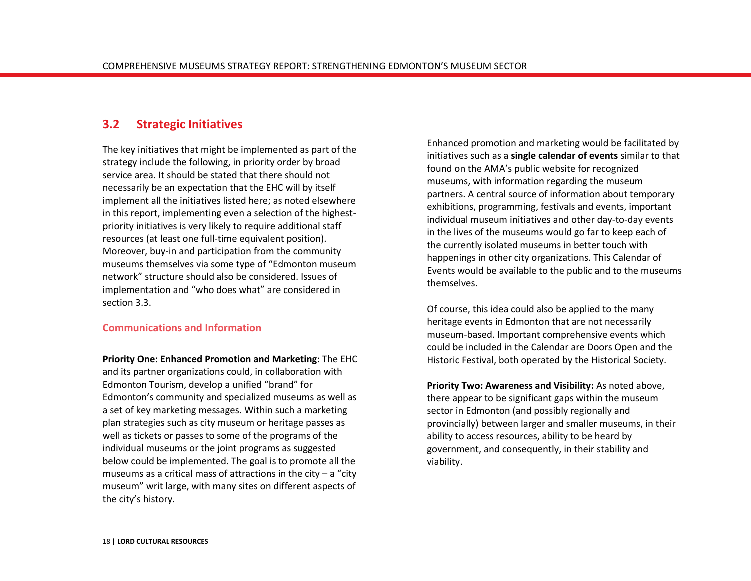## 3.2 Strategic Initiatives

The key initiatives that might be implemented as part of the strategy include the following, in priority order by broad service area. It should be stated that there should not necessarily be an expectation that the EHC will by itself implement all the initiatives listed here; as noted elsewhere in this report, implementing even a selection of the highest-priority initiatives is very likely to require additional staff resources (at least one full-time equivalent position). Moreover, buy-in and participation from the community museums themselves via some type of "Edmonton museum network" structure should also be considered. Issues of implementation and "who does what" are considered in section 3.3.

### Communications and Information

**Priority One: Enhanced Promotion and Marketing**: The EHC and its partner organizations could, in collaboration with Edmonton Tourism, develop a unified "brand" for Edmonton's community and specialized museums as well as a set of key marketing messages. Within such a marketing plan strategies such as city museum or heritage passes as well as tickets or passes to some of the programs of the individual museums or the joint programs as suggested below could be implemented. The goal is to promote all the museums as a critical mass of attractions in the city – a "city museum" writ large, with many sites on different aspects of the city's history.

Enhanced promotion and marketing would be facilitated by initiatives such as a **single calendar of events** similar to that found on the AMA's public website for recognized museums, with information regarding the museum partners. A central source of information about temporary exhibitions, programming, festivals and events, important individual museum initiatives and other day-to-day events in the lives of the museums would go far to keep each of the currently isolated museums in better touch with happenings in other city organizations. This Calendar of Events would be available to the public and to the museums themselves.

Of course, this idea could also be applied to the many heritage events in Edmonton that are not necessarily museum-based. Important comprehensive events which could be included in the Calendar are Doors Open and the Historic Festival, both operated by the Historical Society.

**Priority Two: Awareness and Visibility:** As noted above, there appear to be significant gaps within the museum sector in Edmonton (and possibly regionally and provincially) between larger and smaller museums, in their ability to access resources, ability to be heard by government, and consequently, in their stability and viability.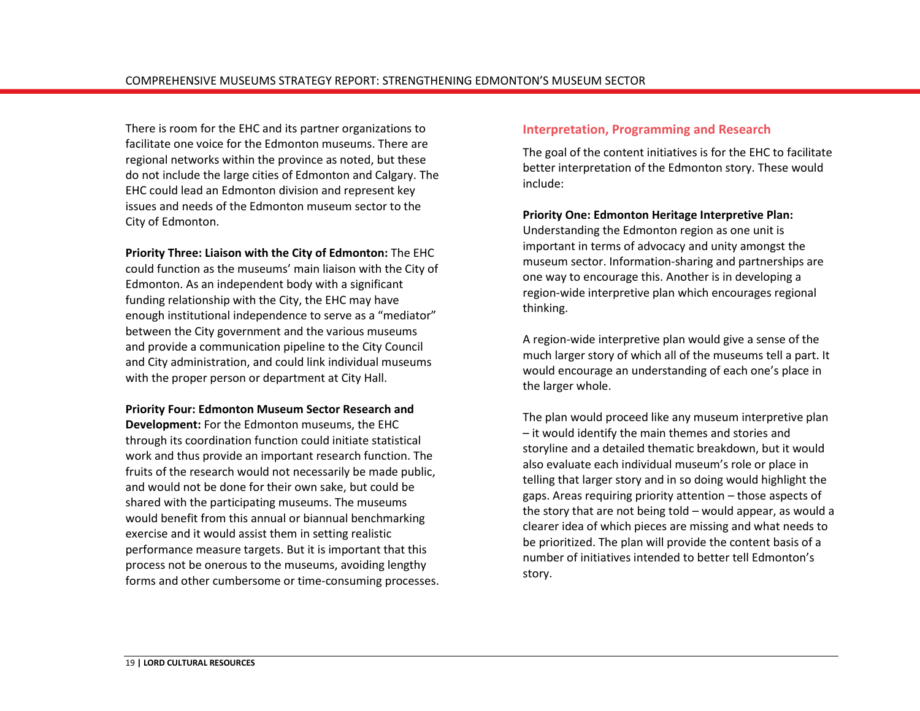There is room for the EHC and its partner organizations to facilitate one voice for the Edmonton museums. There are regional networks within the province as noted, but these do not include the large cities of Edmonton and Calgary. The EHC could lead an Edmonton division and represent key issues and needs of the Edmonton museum sector to the City of Edmonton.

**Priority Three: Liaison with the City of Edmonton:** The EHC could function as the museums' main liaison with the City of Edmonton. As an independent body with a significant funding relationship with the City, the EHC may have enough institutional independence to serve as a "mediator" between the City government and the various museums and provide a communication pipeline to the City Council and City administration, and could link individual museums with the proper person or department at City Hall.

**Priority Four: Edmonton Museum Sector Research and Development:** For the Edmonton museums, the EHC through its coordination function could initiate statistical work and thus provide an important research function. The fruits of the research would not necessarily be made public, and would not be done for their own sake, but could be shared with the participating museums. The museums would benefit from this annual or biannual benchmarking exercise and it would assist them in setting realistic performance measure targets. But it is important that this process not be onerous to the museums, avoiding lengthy forms and other cumbersome or time-consuming processes.

### Interpretation, Programming and Research

The goal of the content initiatives is for the EHC to facilitate better interpretation of the Edmonton story. These would include:

**Priority One: Edmonton Heritage Interpretive Plan:** Understanding the Edmonton region as one unit is important in terms of advocacy and unity amongst the museum sector. Information-sharing and partnerships are one way to encourage this. Another is in developing a region-wide interpretive plan which encourages regional thinking.

A region-wide interpretive plan would give a sense of the much larger story of which all of the museums tell a part. It would encourage an understanding of each one's place in the larger whole.

The plan would proceed like any museum interpretive plan – it would identify the main themes and stories and storyline and a detailed thematic breakdown, but it would also evaluate each individual museum's role or place in telling that larger story and in so doing would highlight the gaps. Areas requiring priority attention – those aspects of the story that are not being told – would appear, as would a clearer idea of which pieces are missing and what needs to be prioritized. The plan will provide the content basis of a number of initiatives intended to better tell Edmonton's story.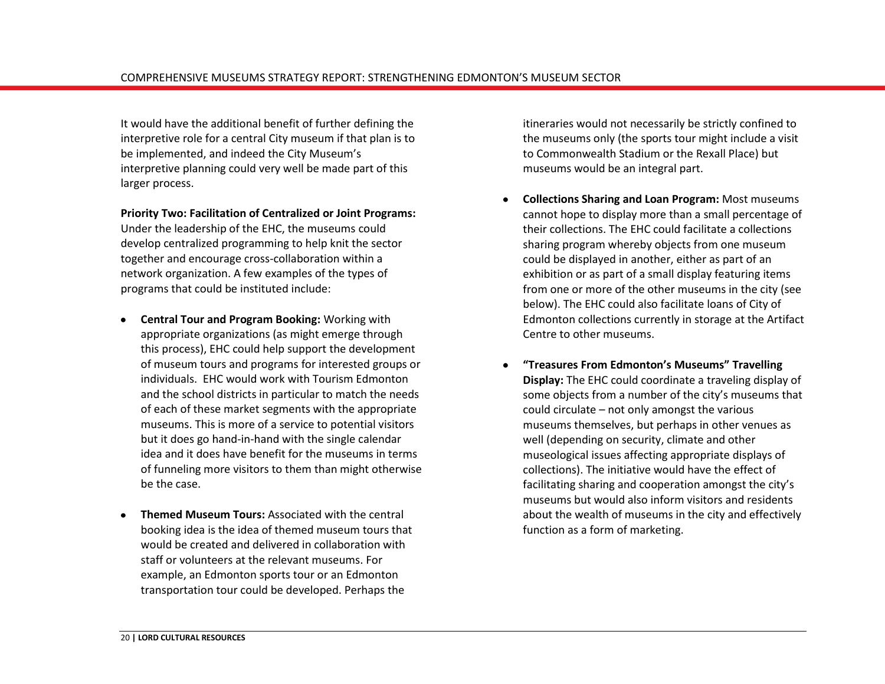It would have the additional benefit of further defining the interpretive role for a central City museum if that plan is to be implemented, and indeed the City Museum's interpretive planning could very well be made part of this larger process.

**Priority Two: Facilitation of Centralized or Joint Programs:** Under the leadership of the EHC, the museums could develop centralized programming to help knit the sector together and encourage cross-collaboration within a network organization. A few examples of the types of programs that could be instituted include:

- **Central Tour and Program Booking:** Working with appropriate organizations (as might emerge through this process), EHC could help support the development of museum tours and programs for interested groups or individuals. EHC would work with Tourism Edmonton and the school districts in particular to match the needs of each of these market segments with the appropriate museums. This is more of a service to potential visitors but it does go hand-in-hand with the single calendar idea and it does have benefit for the museums in terms of funneling more visitors to them than might otherwise be the case.

- **Themed Museum Tours:** Associated with the central booking idea is the idea of themed museum tours that would be created and delivered in collaboration with staff or volunteers at the relevant museums. For example, an Edmonton sports tour or an Edmonton transportation tour could be developed. Perhaps the itineraries would not necessarily be strictly confined to the museums only (the sports tour might include a visit to Commonwealth Stadium or the Rexall Place) but museums would be an integral part.

- **Collections Sharing and Loan Program:** Most museums cannot hope to display more than a small percentage of their collections. The EHC could facilitate a collections sharing program whereby objects from one museum could be displayed in another, either as part of an exhibition or as part of a small display featuring items from one or more of the other museums in the city (see below). The EHC could also facilitate loans of City of Edmonton collections currently in storage at the Artifact Centre to other museums.

- **"Treasures From Edmonton's Museums" Travelling Display:** The EHC could coordinate a traveling display of some objects from a number of the city's museums that could circulate – not only amongst the various museums themselves, but perhaps in other venues as well (depending on security, climate and other museological issues affecting appropriate displays of collections). The initiative would have the effect of facilitating sharing and cooperation amongst the city's museums but would also inform visitors and residents about the wealth of museums in the city and effectively function as a form of marketing.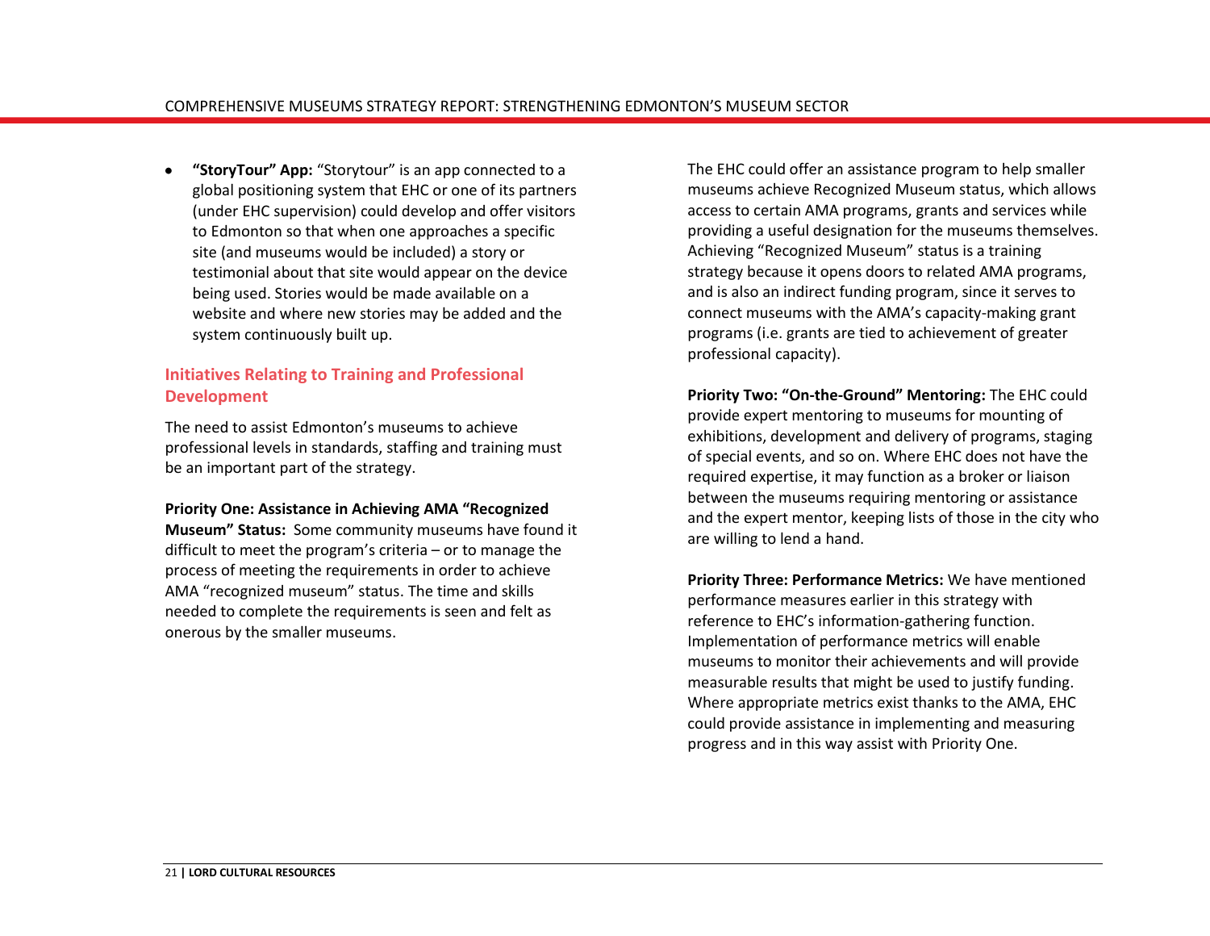- **"StoryTour" App:** "Storytour" is an app connected to a global positioning system that EHC or one of its partners (under EHC supervision) could develop and offer visitors to Edmonton so that when one approaches a specific site (and museums would be included) a story or testimonial about that site would appear on the device being used. Stories would be made available on a website and where new stories may be added and the system continuously built up.

## Initiatives Relating to Training and Professional Development

The need to assist Edmonton's museums to achieve professional levels in standards, staffing and training must be an important part of the strategy.

**Priority One: Assistance in Achieving AMA "Recognized Museum" Status:** Some community museums have found it difficult to meet the program's criteria – or to manage the process of meeting the requirements in order to achieve AMA "recognized museum" status. The time and skills needed to complete the requirements is seen and felt as onerous by the smaller museums.

The EHC could offer an assistance program to help smaller museums achieve Recognized Museum status, which allows access to certain AMA programs, grants and services while providing a useful designation for the museums themselves. Achieving "Recognized Museum" status is a training strategy because it opens doors to related AMA programs, and is also an indirect funding program, since it serves to connect museums with the AMA's capacity-making grant programs (i.e. grants are tied to achievement of greater professional capacity).

**Priority Two: "On-the-Ground" Mentoring:** The EHC could provide expert mentoring to museums for mounting of exhibitions, development and delivery of programs, staging of special events, and so on. Where EHC does not have the required expertise, it may function as a broker or liaison between the museums requiring mentoring or assistance and the expert mentor, keeping lists of those in the city who are willing to lend a hand.

**Priority Three: Performance Metrics:** We have mentioned performance measures earlier in this strategy with reference to EHC's information-gathering function. Implementation of performance metrics will enable museums to monitor their achievements and will provide measurable results that might be used to justify funding. Where appropriate metrics exist thanks to the AMA, EHC could provide assistance in implementing and measuring progress and in this way assist with Priority One.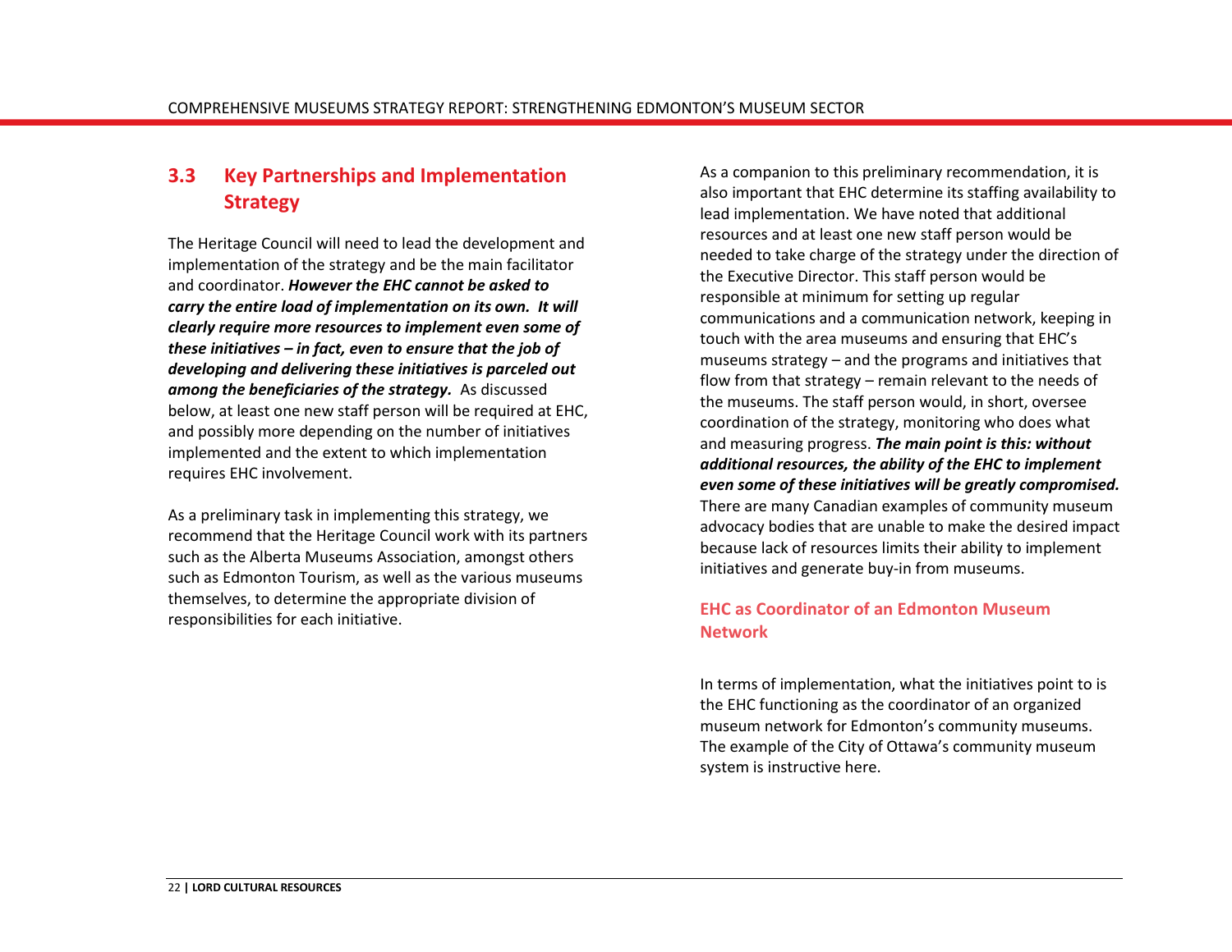## 3.3 Key Partnerships and Implementation Strategy

The Heritage Council will need to lead the development and implementation of the strategy and be the main facilitator and coordinator. ***However the EHC cannot be asked to carry the entire load of implementation on its own. It will clearly require more resources to implement even some of these initiatives – in fact, even to ensure that the job of developing and delivering these initiatives is parceled out among the beneficiaries of the strategy.*** As discussed below, at least one new staff person will be required at EHC, and possibly more depending on the number of initiatives implemented and the extent to which implementation requires EHC involvement.

As a preliminary task in implementing this strategy, we recommend that the Heritage Council work with its partners such as the Alberta Museums Association, amongst others such as Edmonton Tourism, as well as the various museums themselves, to determine the appropriate division of responsibilities for each initiative.

As a companion to this preliminary recommendation, it is also important that EHC determine its staffing availability to lead implementation. We have noted that additional resources and at least one new staff person would be needed to take charge of the strategy under the direction of the Executive Director. This staff person would be responsible at minimum for setting up regular communications and a communication network, keeping in touch with the area museums and ensuring that EHC's museums strategy – and the programs and initiatives that flow from that strategy – remain relevant to the needs of the museums. The staff person would, in short, oversee coordination of the strategy, monitoring who does what and measuring progress. ***The main point is this: without additional resources, the ability of the EHC to implement even some of these initiatives will be greatly compromised.*** There are many Canadian examples of community museum advocacy bodies that are unable to make the desired impact because lack of resources limits their ability to implement initiatives and generate buy-in from museums.

### EHC as Coordinator of an Edmonton Museum Network

In terms of implementation, what the initiatives point to is the EHC functioning as the coordinator of an organized museum network for Edmonton's community museums. The example of the City of Ottawa's community museum system is instructive here.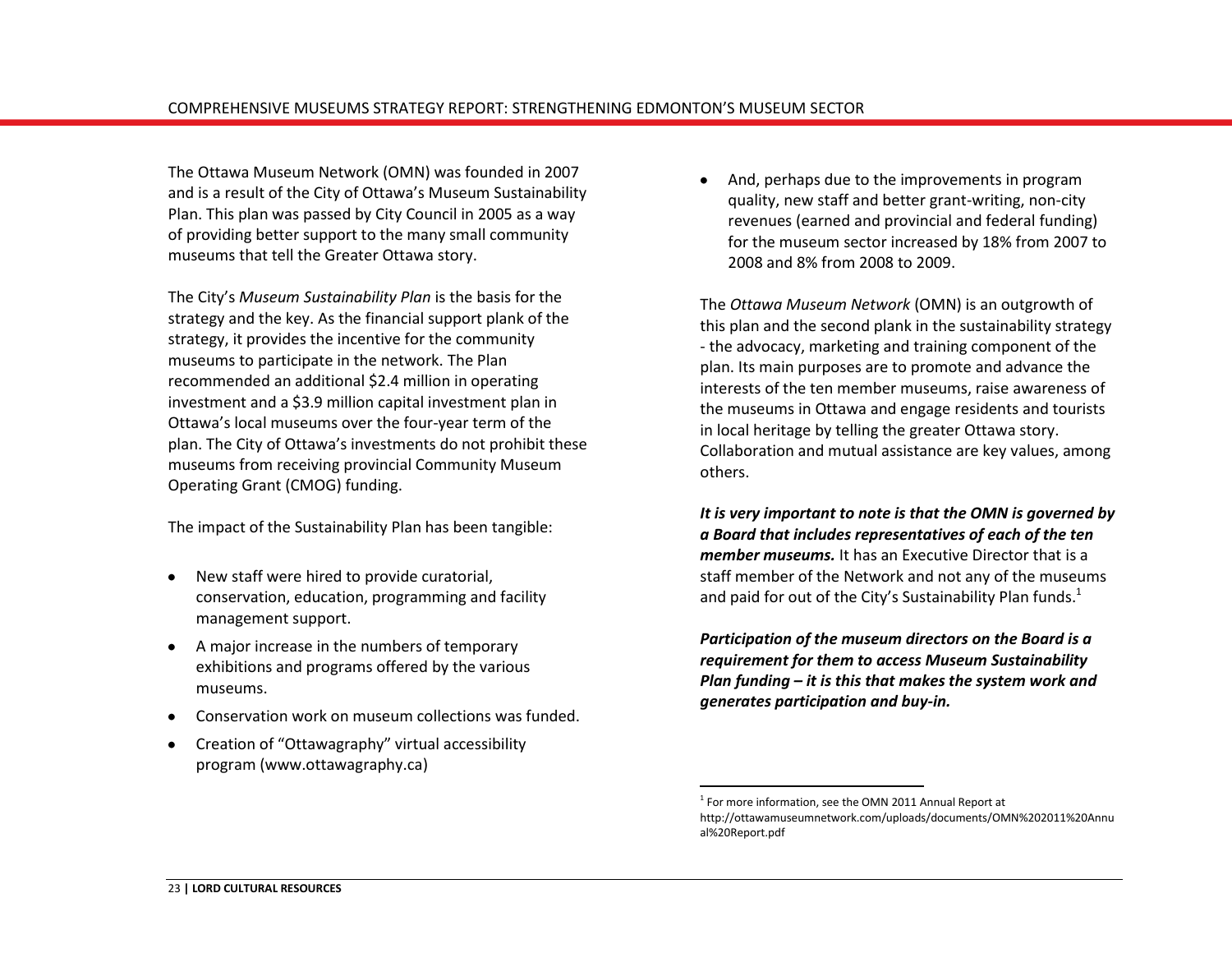The Ottawa Museum Network (OMN) was founded in 2007 and is a result of the City of Ottawa's Museum Sustainability Plan. This plan was passed by City Council in 2005 as a way of providing better support to the many small community museums that tell the Greater Ottawa story.

The City's *Museum Sustainability Plan* is the basis for the strategy and the key. As the financial support plank of the strategy, it provides the incentive for the community museums to participate in the network. The Plan recommended an additional $2.4 million in operating investment and a $3.9 million capital investment plan in Ottawa's local museums over the four-year term of the plan. The City of Ottawa's investments do not prohibit these museums from receiving provincial Community Museum Operating Grant (CMOG) funding.

The impact of the Sustainability Plan has been tangible:

- New staff were hired to provide curatorial, conservation, education, programming and facility management support.
- A major increase in the numbers of temporary exhibitions and programs offered by the various museums.
- Conservation work on museum collections was funded.
- Creation of "Ottawagraphy" virtual accessibility program (www.ottawagraphy.ca)
- And, perhaps due to the improvements in program quality, new staff and better grant-writing, non-city revenues (earned and provincial and federal funding) for the museum sector increased by 18% from 2007 to 2008 and 8% from 2008 to 2009.

The *Ottawa Museum Network* (OMN) is an outgrowth of this plan and the second plank in the sustainability strategy - the advocacy, marketing and training component of the plan. Its main purposes are to promote and advance the interests of the ten member museums, raise awareness of the museums in Ottawa and engage residents and tourists in local heritage by telling the greater Ottawa story. Collaboration and mutual assistance are key values, among others.

***It is very important to note is that the OMN is governed by a Board that includes representatives of each of the ten member museums.*** It has an Executive Director that is a staff member of the Network and not any of the museums and paid for out of the City's Sustainability Plan funds.[1]

***Participation of the museum directors on the Board is a requirement for them to access Museum Sustainability Plan funding – it is this that makes the system work and generates participation and buy-in.***

[1] For more information, see the OMN 2011 Annual Report at http://ottawamuseumnetwork.com/uploads/documents/OMN%202011%20Annual%20Report.pdf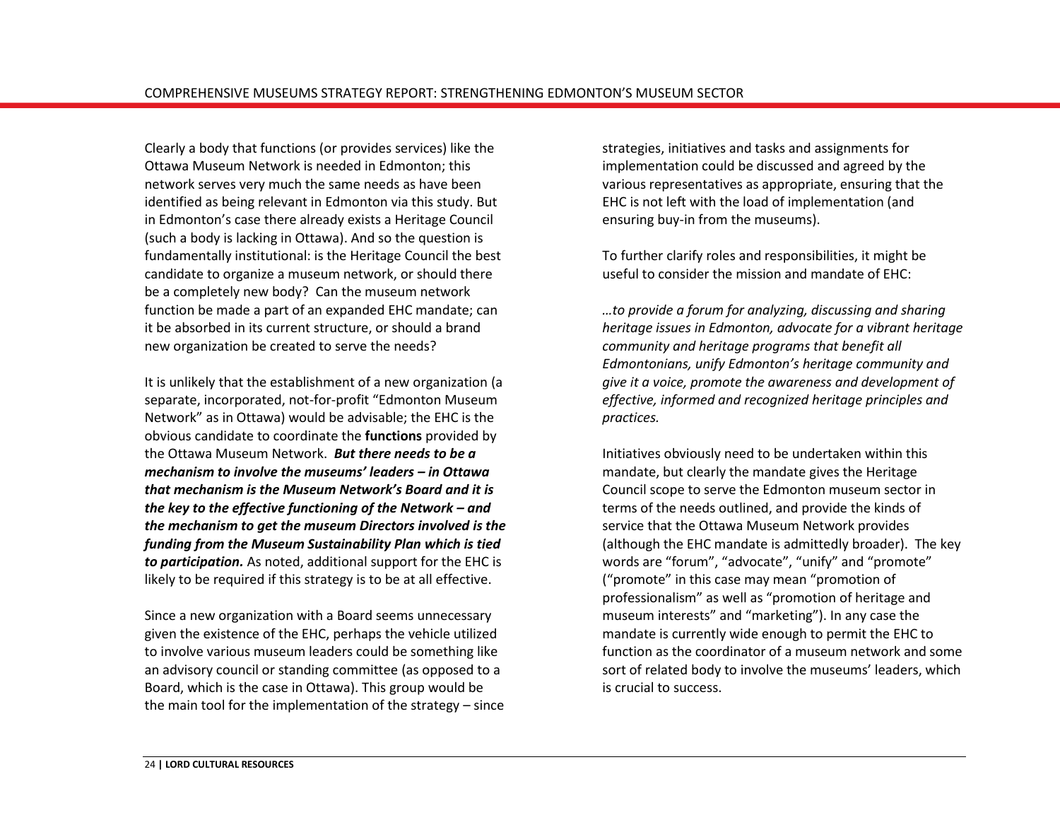Clearly a body that functions (or provides services) like the Ottawa Museum Network is needed in Edmonton; this network serves very much the same needs as have been identified as being relevant in Edmonton via this study. But in Edmonton's case there already exists a Heritage Council (such a body is lacking in Ottawa). And so the question is fundamentally institutional: is the Heritage Council the best candidate to organize a museum network, or should there be a completely new body? Can the museum network function be made a part of an expanded EHC mandate; can it be absorbed in its current structure, or should a brand new organization be created to serve the needs?

It is unlikely that the establishment of a new organization (a separate, incorporated, not-for-profit "Edmonton Museum Network" as in Ottawa) would be advisable; the EHC is the obvious candidate to coordinate the **functions** provided by the Ottawa Museum Network. ***But there needs to be a mechanism to involve the museums' leaders – in Ottawa that mechanism is the Museum Network's Board and it is the key to the effective functioning of the Network – and the mechanism to get the museum Directors involved is the funding from the Museum Sustainability Plan which is tied to participation.*** As noted, additional support for the EHC is likely to be required if this strategy is to be at all effective.

Since a new organization with a Board seems unnecessary given the existence of the EHC, perhaps the vehicle utilized to involve various museum leaders could be something like an advisory council or standing committee (as opposed to a Board, which is the case in Ottawa). This group would be the main tool for the implementation of the strategy – since strategies, initiatives and tasks and assignments for implementation could be discussed and agreed by the various representatives as appropriate, ensuring that the EHC is not left with the load of implementation (and ensuring buy-in from the museums).

To further clarify roles and responsibilities, it might be useful to consider the mission and mandate of EHC:

*…to provide a forum for analyzing, discussing and sharing heritage issues in Edmonton, advocate for a vibrant heritage community and heritage programs that benefit all Edmontonians, unify Edmonton's heritage community and give it a voice, promote the awareness and development of effective, informed and recognized heritage principles and practices.*

Initiatives obviously need to be undertaken within this mandate, but clearly the mandate gives the Heritage Council scope to serve the Edmonton museum sector in terms of the needs outlined, and provide the kinds of service that the Ottawa Museum Network provides (although the EHC mandate is admittedly broader). The key words are "forum", "advocate", "unify" and "promote" ("promote" in this case may mean "promotion of professionalism" as well as "promotion of heritage and museum interests" and "marketing"). In any case the mandate is currently wide enough to permit the EHC to function as the coordinator of a museum network and some sort of related body to involve the museums' leaders, which is crucial to success.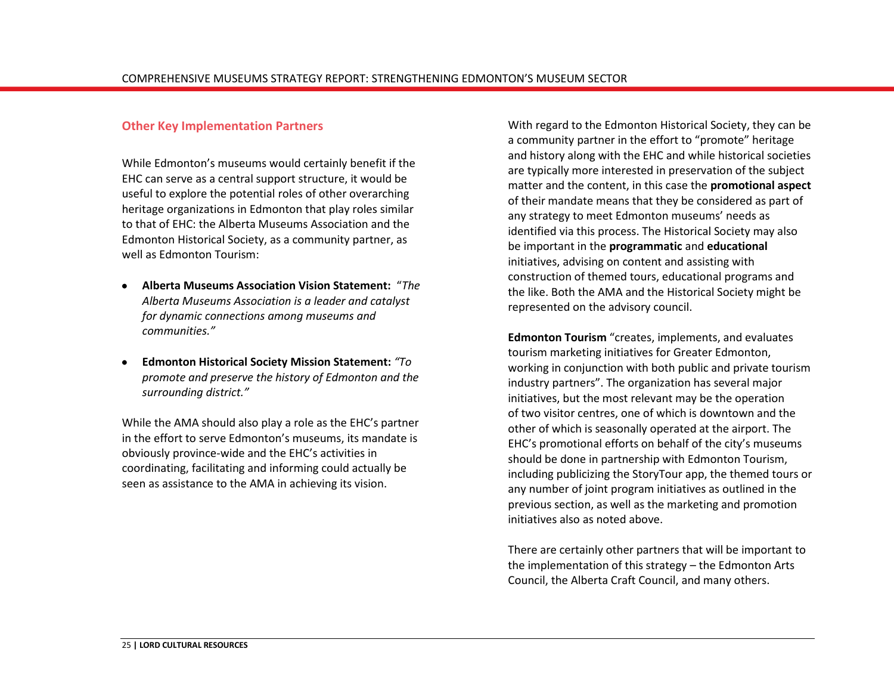## Other Key Implementation Partners

While Edmonton's museums would certainly benefit if the EHC can serve as a central support structure, it would be useful to explore the potential roles of other overarching heritage organizations in Edmonton that play roles similar to that of EHC: the Alberta Museums Association and the Edmonton Historical Society, as a community partner, as well as Edmonton Tourism:

- **Alberta Museums Association Vision Statement:** "*The Alberta Museums Association is a leader and catalyst for dynamic connections among museums and communities."*
- **Edmonton Historical Society Mission Statement:** *"To promote and preserve the history of Edmonton and the surrounding district."*

While the AMA should also play a role as the EHC's partner in the effort to serve Edmonton's museums, its mandate is obviously province-wide and the EHC's activities in coordinating, facilitating and informing could actually be seen as assistance to the AMA in achieving its vision.

With regard to the Edmonton Historical Society, they can be a community partner in the effort to "promote" heritage and history along with the EHC and while historical societies are typically more interested in preservation of the subject matter and the content, in this case the **promotional aspect** of their mandate means that they be considered as part of any strategy to meet Edmonton museums' needs as identified via this process. The Historical Society may also be important in the **programmatic** and **educational** initiatives, advising on content and assisting with construction of themed tours, educational programs and the like. Both the AMA and the Historical Society might be represented on the advisory council.

**Edmonton Tourism** "creates, implements, and evaluates tourism marketing initiatives for Greater Edmonton, working in conjunction with both public and private tourism industry partners". The organization has several major initiatives, but the most relevant may be the operation of two visitor centres, one of which is downtown and the other of which is seasonally operated at the airport. The EHC's promotional efforts on behalf of the city's museums should be done in partnership with Edmonton Tourism, including publicizing the StoryTour app, the themed tours or any number of joint program initiatives as outlined in the previous section, as well as the marketing and promotion initiatives also as noted above.

There are certainly other partners that will be important to the implementation of this strategy – the Edmonton Arts Council, the Alberta Craft Council, and many others.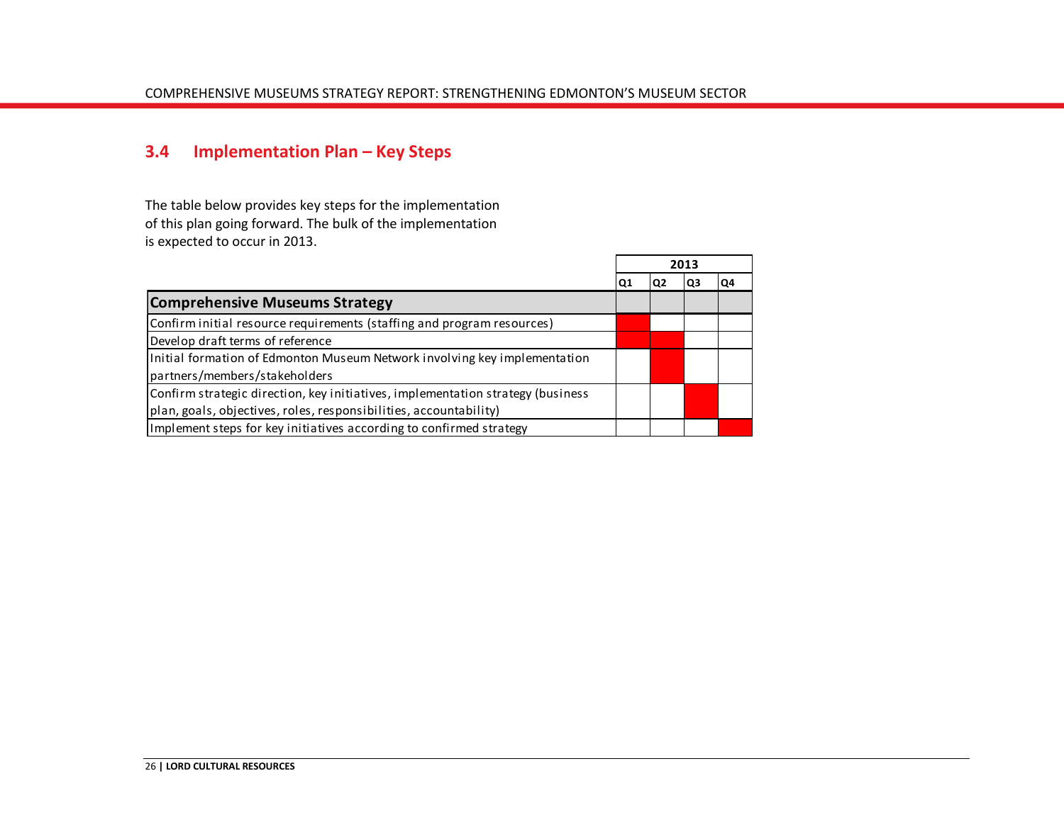## 3.4 Implementation Plan – Key Steps

The table below provides key steps for the implementation of this plan going forward. The bulk of the implementation is expected to occur in 2013.

| | 2013 | | | |
|---|---|---|---|---|
| | Q1 | Q2 | Q3 | Q4 |
| **Comprehensive Museums Strategy** | | | | |
| Confirm initial resource requirements (staffing and program resources) | ■ | | | |
| Develop draft terms of reference | ■ | ■ | | |
| Initial formation of Edmonton Museum Network involving key implementation partners/members/stakeholders | | ■ | | |
| Confirm strategic direction, key initiatives, implementation strategy (business plan, goals, objectives, roles, responsibilities, accountability) | | | ■ | |
| Implement steps for key initiatives according to confirmed strategy | | | | ■ |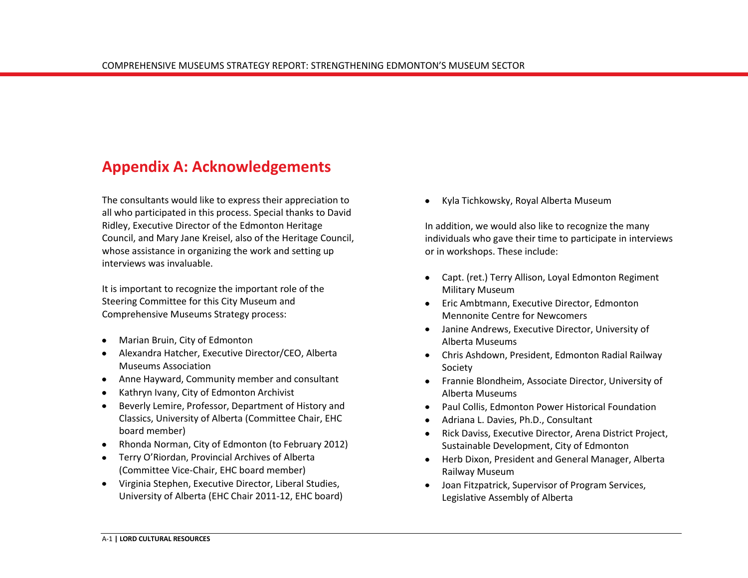# Appendix A: Acknowledgements

The consultants would like to express their appreciation to all who participated in this process. Special thanks to David Ridley, Executive Director of the Edmonton Heritage Council, and Mary Jane Kreisel, also of the Heritage Council, whose assistance in organizing the work and setting up interviews was invaluable.

It is important to recognize the important role of the Steering Committee for this City Museum and Comprehensive Museums Strategy process:

- Marian Bruin, City of Edmonton
- Alexandra Hatcher, Executive Director/CEO, Alberta Museums Association
- Anne Hayward, Community member and consultant
- Kathryn Ivany, City of Edmonton Archivist
- Beverly Lemire, Professor, Department of History and Classics, University of Alberta (Committee Chair, EHC board member)
- Rhonda Norman, City of Edmonton (to February 2012)
- Terry O'Riordan, Provincial Archives of Alberta (Committee Vice-Chair, EHC board member)
- Virginia Stephen, Executive Director, Liberal Studies, University of Alberta (EHC Chair 2011-12, EHC board)
- Kyla Tichkowsky, Royal Alberta Museum

In addition, we would also like to recognize the many individuals who gave their time to participate in interviews or in workshops. These include:

- Capt. (ret.) Terry Allison, Loyal Edmonton Regiment Military Museum
- Eric Ambtmann, Executive Director, Edmonton Mennonite Centre for Newcomers
- Janine Andrews, Executive Director, University of Alberta Museums
- Chris Ashdown, President, Edmonton Radial Railway Society
- Frannie Blondheim, Associate Director, University of Alberta Museums
- Paul Collis, Edmonton Power Historical Foundation
- Adriana L. Davies, Ph.D., Consultant
- Rick Daviss, Executive Director, Arena District Project, Sustainable Development, City of Edmonton
- Herb Dixon, President and General Manager, Alberta Railway Museum
- Joan Fitzpatrick, Supervisor of Program Services, Legislative Assembly of Alberta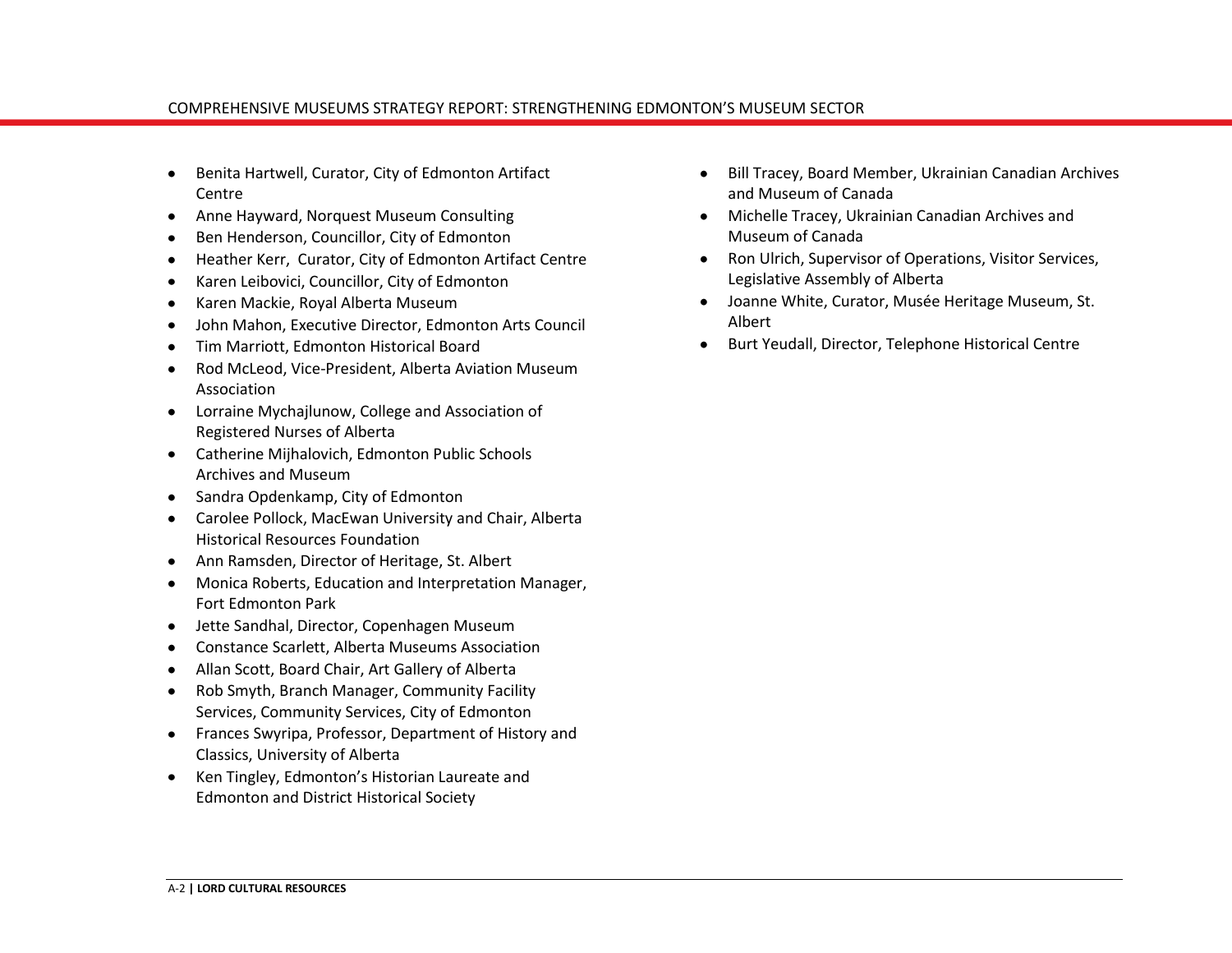- Benita Hartwell, Curator, City of Edmonton Artifact Centre
- Anne Hayward, Norquest Museum Consulting
- Ben Henderson, Councillor, City of Edmonton
- Heather Kerr, Curator, City of Edmonton Artifact Centre
- Karen Leibovici, Councillor, City of Edmonton
- Karen Mackie, Royal Alberta Museum
- John Mahon, Executive Director, Edmonton Arts Council
- Tim Marriott, Edmonton Historical Board
- Rod McLeod, Vice-President, Alberta Aviation Museum Association
- Lorraine Mychajlunow, College and Association of Registered Nurses of Alberta
- Catherine Mijhalovich, Edmonton Public Schools Archives and Museum
- Sandra Opdenkamp, City of Edmonton
- Carolee Pollock, MacEwan University and Chair, Alberta Historical Resources Foundation
- Ann Ramsden, Director of Heritage, St. Albert
- Monica Roberts, Education and Interpretation Manager, Fort Edmonton Park
- Jette Sandhal, Director, Copenhagen Museum
- Constance Scarlett, Alberta Museums Association
- Allan Scott, Board Chair, Art Gallery of Alberta
- Rob Smyth, Branch Manager, Community Facility Services, Community Services, City of Edmonton
- Frances Swyripa, Professor, Department of History and Classics, University of Alberta
- Ken Tingley, Edmonton's Historian Laureate and Edmonton and District Historical Society
- Bill Tracey, Board Member, Ukrainian Canadian Archives and Museum of Canada
- Michelle Tracey, Ukrainian Canadian Archives and Museum of Canada
- Ron Ulrich, Supervisor of Operations, Visitor Services, Legislative Assembly of Alberta
- Joanne White, Curator, Musée Heritage Museum, St. Albert
- Burt Yeudall, Director, Telephone Historical Centre